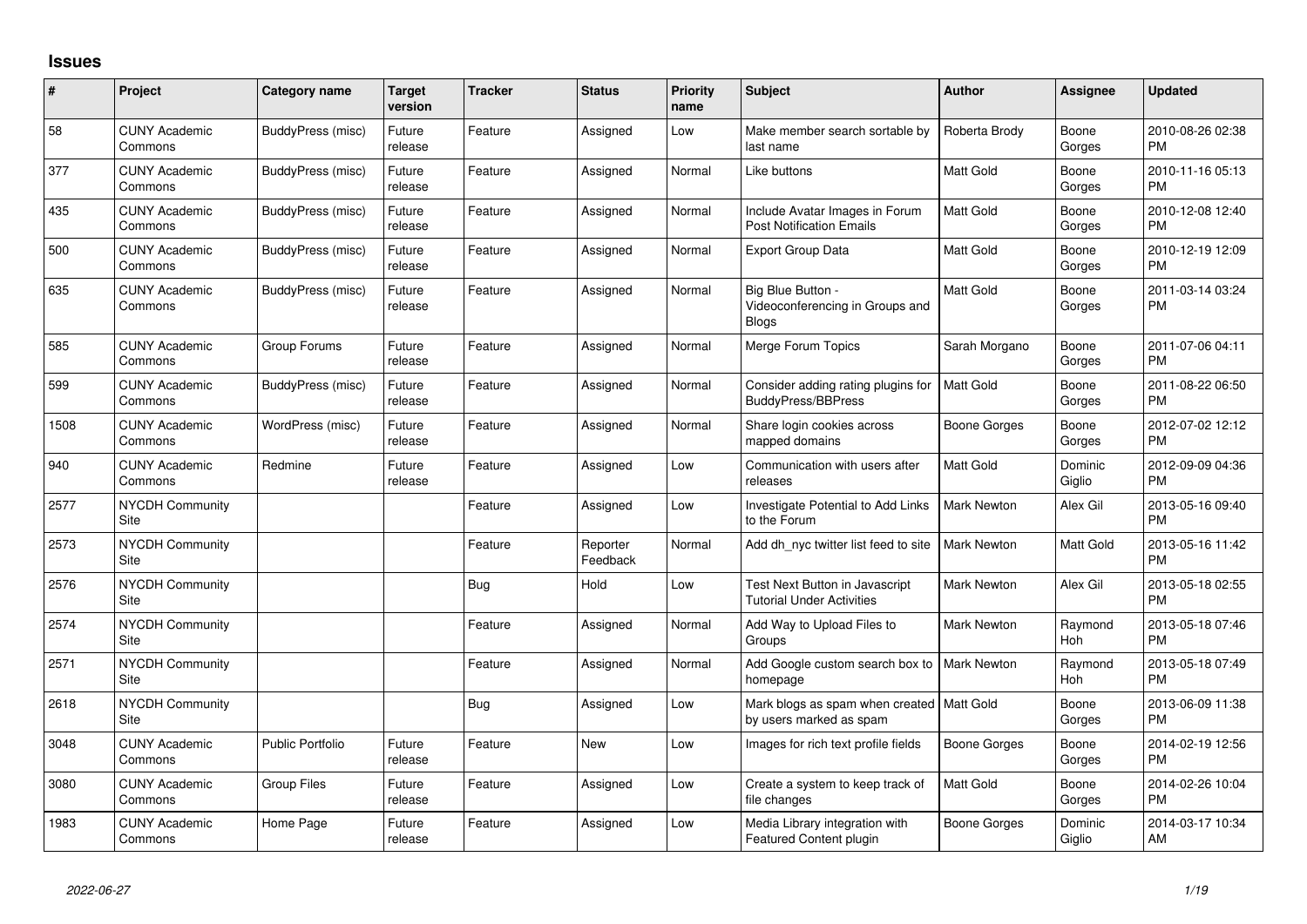## Issues

| # | Project | Category name | Target version | Tracker | Status | Priority name | Subject | Author | Assignee | Updated |
|---|---|---|---|---|---|---|---|---|---|---|
| 58 | CUNY Academic Commons | BuddyPress (misc) | Future release | Feature | Assigned | Low | Make member search sortable by last name | Roberta Brody | Boone Gorges | 2010-08-26 02:38 PM |
| 377 | CUNY Academic Commons | BuddyPress (misc) | Future release | Feature | Assigned | Normal | Like buttons | Matt Gold | Boone Gorges | 2010-11-16 05:13 PM |
| 435 | CUNY Academic Commons | BuddyPress (misc) | Future release | Feature | Assigned | Normal | Include Avatar Images in Forum Post Notification Emails | Matt Gold | Boone Gorges | 2010-12-08 12:40 PM |
| 500 | CUNY Academic Commons | BuddyPress (misc) | Future release | Feature | Assigned | Normal | Export Group Data | Matt Gold | Boone Gorges | 2010-12-19 12:09 PM |
| 635 | CUNY Academic Commons | BuddyPress (misc) | Future release | Feature | Assigned | Normal | Big Blue Button - Videoconferencing in Groups and Blogs | Matt Gold | Boone Gorges | 2011-03-14 03:24 PM |
| 585 | CUNY Academic Commons | Group Forums | Future release | Feature | Assigned | Normal | Merge Forum Topics | Sarah Morgano | Boone Gorges | 2011-07-06 04:11 PM |
| 599 | CUNY Academic Commons | BuddyPress (misc) | Future release | Feature | Assigned | Normal | Consider adding rating plugins for BuddyPress/BBPress | Matt Gold | Boone Gorges | 2011-08-22 06:50 PM |
| 1508 | CUNY Academic Commons | WordPress (misc) | Future release | Feature | Assigned | Normal | Share login cookies across mapped domains | Boone Gorges | Boone Gorges | 2012-07-02 12:12 PM |
| 940 | CUNY Academic Commons | Redmine | Future release | Feature | Assigned | Low | Communication with users after releases | Matt Gold | Dominic Giglio | 2012-09-09 04:36 PM |
| 2577 | NYCDH Community Site | | | Feature | Assigned | Low | Investigate Potential to Add Links to the Forum | Mark Newton | Alex Gil | 2013-05-16 09:40 PM |
| 2573 | NYCDH Community Site | | | Feature | Reporter Feedback | Normal | Add dh_nyc twitter list feed to site | Mark Newton | Matt Gold | 2013-05-16 11:42 PM |
| 2576 | NYCDH Community Site | | | Bug | Hold | Low | Test Next Button in Javascript Tutorial Under Activities | Mark Newton | Alex Gil | 2013-05-18 02:55 PM |
| 2574 | NYCDH Community Site | | | Feature | Assigned | Normal | Add Way to Upload Files to Groups | Mark Newton | Raymond Hoh | 2013-05-18 07:46 PM |
| 2571 | NYCDH Community Site | | | Feature | Assigned | Normal | Add Google custom search box to homepage | Mark Newton | Raymond Hoh | 2013-05-18 07:49 PM |
| 2618 | NYCDH Community Site | | | Bug | Assigned | Low | Mark blogs as spam when created by users marked as spam | Matt Gold | Boone Gorges | 2013-06-09 11:38 PM |
| 3048 | CUNY Academic Commons | Public Portfolio | Future release | Feature | New | Low | Images for rich text profile fields | Boone Gorges | Boone Gorges | 2014-02-19 12:56 PM |
| 3080 | CUNY Academic Commons | Group Files | Future release | Feature | Assigned | Low | Create a system to keep track of file changes | Matt Gold | Boone Gorges | 2014-02-26 10:04 PM |
| 1983 | CUNY Academic Commons | Home Page | Future release | Feature | Assigned | Low | Media Library integration with Featured Content plugin | Boone Gorges | Dominic Giglio | 2014-03-17 10:34 AM |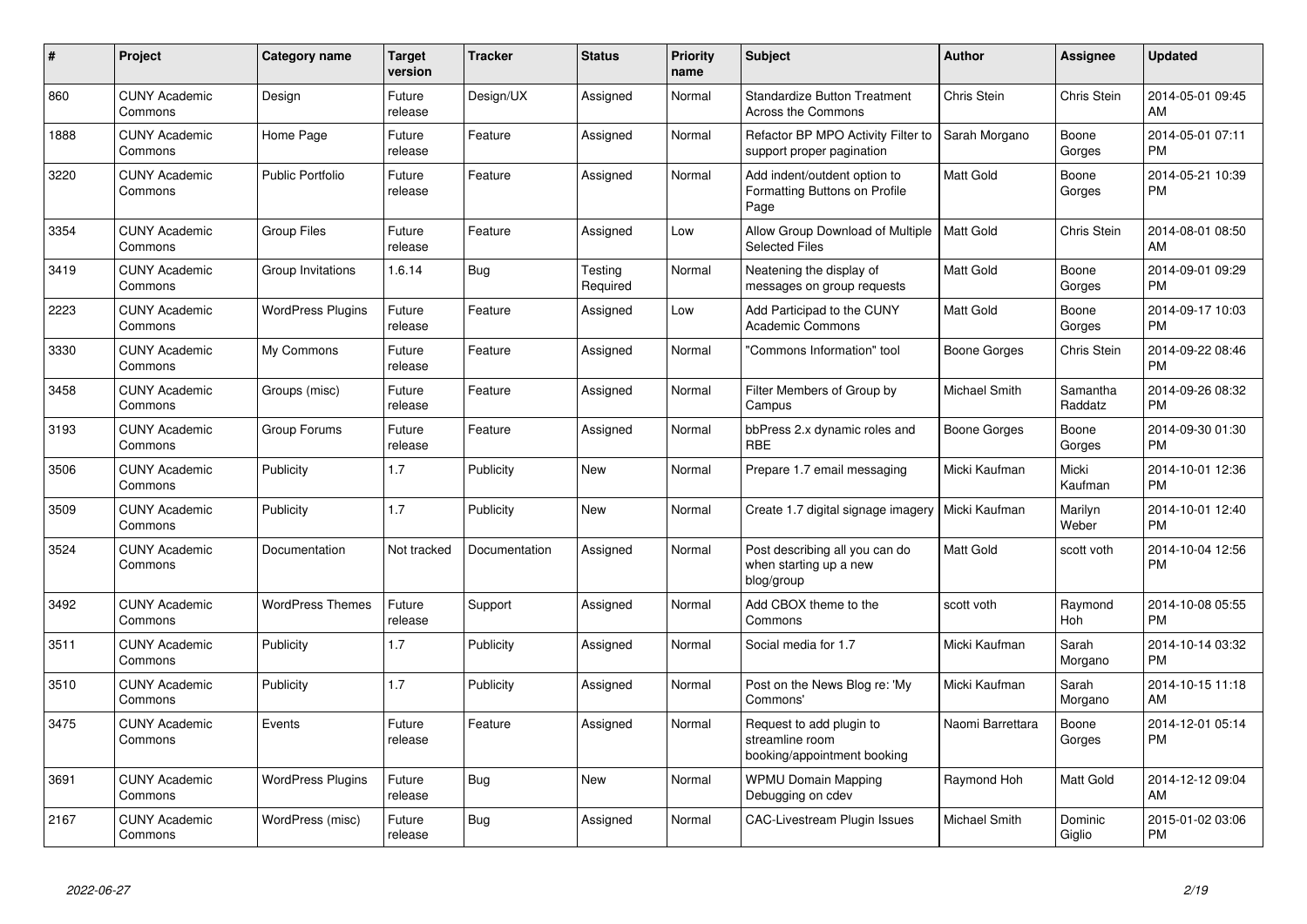| # | Project | Category name | Target version | Tracker | Status | Priority name | Subject | Author | Assignee | Updated |
|---|---|---|---|---|---|---|---|---|---|---|
| 860 | CUNY Academic Commons | Design | Future release | Design/UX | Assigned | Normal | Standardize Button Treatment Across the Commons | Chris Stein | Chris Stein | 2014-05-01 09:45 AM |
| 1888 | CUNY Academic Commons | Home Page | Future release | Feature | Assigned | Normal | Refactor BP MPO Activity Filter to support proper pagination | Sarah Morgano | Boone Gorges | 2014-05-01 07:11 PM |
| 3220 | CUNY Academic Commons | Public Portfolio | Future release | Feature | Assigned | Normal | Add indent/outdent option to Formatting Buttons on Profile Page | Matt Gold | Boone Gorges | 2014-05-21 10:39 PM |
| 3354 | CUNY Academic Commons | Group Files | Future release | Feature | Assigned | Low | Allow Group Download of Multiple Selected Files | Matt Gold | Chris Stein | 2014-08-01 08:50 AM |
| 3419 | CUNY Academic Commons | Group Invitations | 1.6.14 | Bug | Testing Required | Normal | Neatening the display of messages on group requests | Matt Gold | Boone Gorges | 2014-09-01 09:29 PM |
| 2223 | CUNY Academic Commons | WordPress Plugins | Future release | Feature | Assigned | Low | Add Participad to the CUNY Academic Commons | Matt Gold | Boone Gorges | 2014-09-17 10:03 PM |
| 3330 | CUNY Academic Commons | My Commons | Future release | Feature | Assigned | Normal | "Commons Information" tool | Boone Gorges | Chris Stein | 2014-09-22 08:46 PM |
| 3458 | CUNY Academic Commons | Groups (misc) | Future release | Feature | Assigned | Normal | Filter Members of Group by Campus | Michael Smith | Samantha Raddatz | 2014-09-26 08:32 PM |
| 3193 | CUNY Academic Commons | Group Forums | Future release | Feature | Assigned | Normal | bbPress 2.x dynamic roles and RBE | Boone Gorges | Boone Gorges | 2014-09-30 01:30 PM |
| 3506 | CUNY Academic Commons | Publicity | 1.7 | Publicity | New | Normal | Prepare 1.7 email messaging | Micki Kaufman | Micki Kaufman | 2014-10-01 12:36 PM |
| 3509 | CUNY Academic Commons | Publicity | 1.7 | Publicity | New | Normal | Create 1.7 digital signage imagery | Micki Kaufman | Marilyn Weber | 2014-10-01 12:40 PM |
| 3524 | CUNY Academic Commons | Documentation | Not tracked | Documentation | Assigned | Normal | Post describing all you can do when starting up a new blog/group | Matt Gold | scott voth | 2014-10-04 12:56 PM |
| 3492 | CUNY Academic Commons | WordPress Themes | Future release | Support | Assigned | Normal | Add CBOX theme to the Commons | scott voth | Raymond Hoh | 2014-10-08 05:55 PM |
| 3511 | CUNY Academic Commons | Publicity | 1.7 | Publicity | Assigned | Normal | Social media for 1.7 | Micki Kaufman | Sarah Morgano | 2014-10-14 03:32 PM |
| 3510 | CUNY Academic Commons | Publicity | 1.7 | Publicity | Assigned | Normal | Post on the News Blog re: 'My Commons' | Micki Kaufman | Sarah Morgano | 2014-10-15 11:18 AM |
| 3475 | CUNY Academic Commons | Events | Future release | Feature | Assigned | Normal | Request to add plugin to streamline room booking/appointment booking | Naomi Barrettara | Boone Gorges | 2014-12-01 05:14 PM |
| 3691 | CUNY Academic Commons | WordPress Plugins | Future release | Bug | New | Normal | WPMU Domain Mapping Debugging on cdev | Raymond Hoh | Matt Gold | 2014-12-12 09:04 AM |
| 2167 | CUNY Academic Commons | WordPress (misc) | Future release | Bug | Assigned | Normal | CAC-Livestream Plugin Issues | Michael Smith | Dominic Giglio | 2015-01-02 03:06 PM |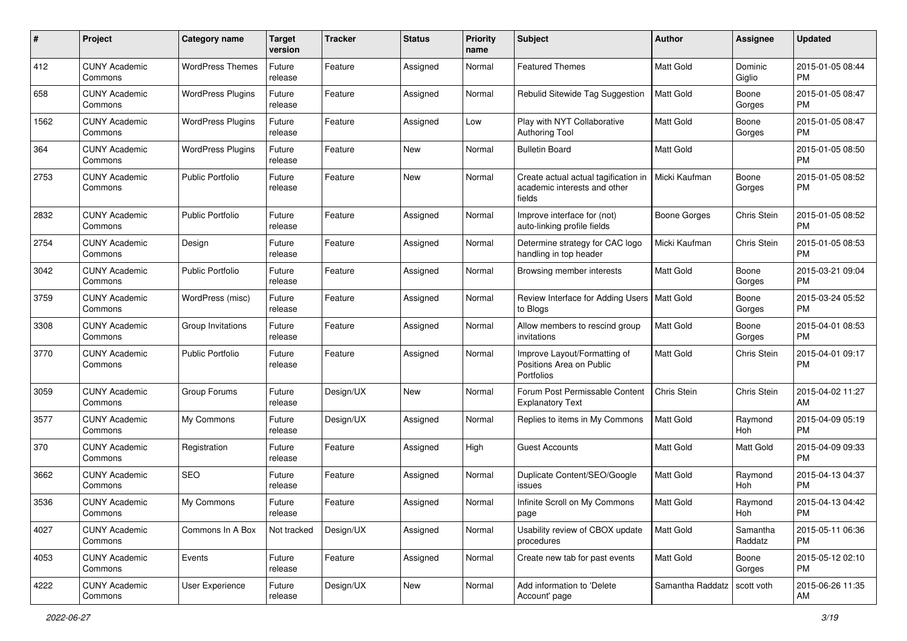| # | Project | Category name | Target version | Tracker | Status | Priority name | Subject | Author | Assignee | Updated |
|---|---|---|---|---|---|---|---|---|---|---|
| 412 | CUNY Academic Commons | WordPress Themes | Future release | Feature | Assigned | Normal | Featured Themes | Matt Gold | Dominic Giglio | 2015-01-05 08:44 PM |
| 658 | CUNY Academic Commons | WordPress Plugins | Future release | Feature | Assigned | Normal | Rebulid Sitewide Tag Suggestion | Matt Gold | Boone Gorges | 2015-01-05 08:47 PM |
| 1562 | CUNY Academic Commons | WordPress Plugins | Future release | Feature | Assigned | Low | Play with NYT Collaborative Authoring Tool | Matt Gold | Boone Gorges | 2015-01-05 08:47 PM |
| 364 | CUNY Academic Commons | WordPress Plugins | Future release | Feature | New | Normal | Bulletin Board | Matt Gold | | 2015-01-05 08:50 PM |
| 2753 | CUNY Academic Commons | Public Portfolio | Future release | Feature | New | Normal | Create actual actual tagification in academic interests and other fields | Micki Kaufman | Boone Gorges | 2015-01-05 08:52 PM |
| 2832 | CUNY Academic Commons | Public Portfolio | Future release | Feature | Assigned | Normal | Improve interface for (not) auto-linking profile fields | Boone Gorges | Chris Stein | 2015-01-05 08:52 PM |
| 2754 | CUNY Academic Commons | Design | Future release | Feature | Assigned | Normal | Determine strategy for CAC logo handling in top header | Micki Kaufman | Chris Stein | 2015-01-05 08:53 PM |
| 3042 | CUNY Academic Commons | Public Portfolio | Future release | Feature | Assigned | Normal | Browsing member interests | Matt Gold | Boone Gorges | 2015-03-21 09:04 PM |
| 3759 | CUNY Academic Commons | WordPress (misc) | Future release | Feature | Assigned | Normal | Review Interface for Adding Users to Blogs | Matt Gold | Boone Gorges | 2015-03-24 05:52 PM |
| 3308 | CUNY Academic Commons | Group Invitations | Future release | Feature | Assigned | Normal | Allow members to rescind group invitations | Matt Gold | Boone Gorges | 2015-04-01 08:53 PM |
| 3770 | CUNY Academic Commons | Public Portfolio | Future release | Feature | Assigned | Normal | Improve Layout/Formatting of Positions Area on Public Portfolios | Matt Gold | Chris Stein | 2015-04-01 09:17 PM |
| 3059 | CUNY Academic Commons | Group Forums | Future release | Design/UX | New | Normal | Forum Post Permissable Content Explanatory Text | Chris Stein | Chris Stein | 2015-04-02 11:27 AM |
| 3577 | CUNY Academic Commons | My Commons | Future release | Design/UX | Assigned | Normal | Replies to items in My Commons | Matt Gold | Raymond Hoh | 2015-04-09 05:19 PM |
| 370 | CUNY Academic Commons | Registration | Future release | Feature | Assigned | High | Guest Accounts | Matt Gold | Matt Gold | 2015-04-09 09:33 PM |
| 3662 | CUNY Academic Commons | SEO | Future release | Feature | Assigned | Normal | Duplicate Content/SEO/Google issues | Matt Gold | Raymond Hoh | 2015-04-13 04:37 PM |
| 3536 | CUNY Academic Commons | My Commons | Future release | Feature | Assigned | Normal | Infinite Scroll on My Commons page | Matt Gold | Raymond Hoh | 2015-04-13 04:42 PM |
| 4027 | CUNY Academic Commons | Commons In A Box | Not tracked | Design/UX | Assigned | Normal | Usability review of CBOX update procedures | Matt Gold | Samantha Raddatz | 2015-05-11 06:36 PM |
| 4053 | CUNY Academic Commons | Events | Future release | Feature | Assigned | Normal | Create new tab for past events | Matt Gold | Boone Gorges | 2015-05-12 02:10 PM |
| 4222 | CUNY Academic Commons | User Experience | Future release | Design/UX | New | Normal | Add information to 'Delete Account' page | Samantha Raddatz | scott voth | 2015-06-26 11:35 AM |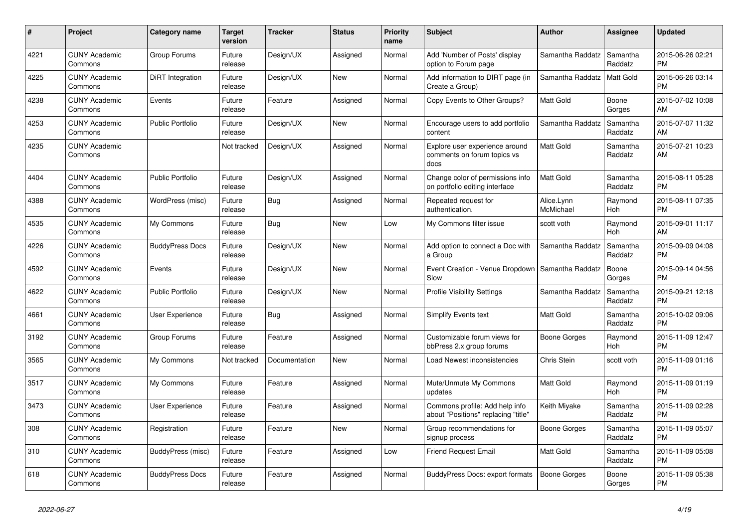| # | Project | Category name | Target version | Tracker | Status | Priority name | Subject | Author | Assignee | Updated |
|---|---|---|---|---|---|---|---|---|---|---|
| 4221 | CUNY Academic Commons | Group Forums | Future release | Design/UX | Assigned | Normal | Add 'Number of Posts' display option to Forum page | Samantha Raddatz | Samantha Raddatz | 2015-06-26 02:21 PM |
| 4225 | CUNY Academic Commons | DiRT Integration | Future release | Design/UX | New | Normal | Add information to DIRT page (in Create a Group) | Samantha Raddatz | Matt Gold | 2015-06-26 03:14 PM |
| 4238 | CUNY Academic Commons | Events | Future release | Feature | Assigned | Normal | Copy Events to Other Groups? | Matt Gold | Boone Gorges | 2015-07-02 10:08 AM |
| 4253 | CUNY Academic Commons | Public Portfolio | Future release | Design/UX | New | Normal | Encourage users to add portfolio content | Samantha Raddatz | Samantha Raddatz | 2015-07-07 11:32 AM |
| 4235 | CUNY Academic Commons | | Not tracked | Design/UX | Assigned | Normal | Explore user experience around comments on forum topics vs docs | Matt Gold | Samantha Raddatz | 2015-07-21 10:23 AM |
| 4404 | CUNY Academic Commons | Public Portfolio | Future release | Design/UX | Assigned | Normal | Change color of permissions info on portfolio editing interface | Matt Gold | Samantha Raddatz | 2015-08-11 05:28 PM |
| 4388 | CUNY Academic Commons | WordPress (misc) | Future release | Bug | Assigned | Normal | Repeated request for authentication. | Alice.Lynn McMichael | Raymond Hoh | 2015-08-11 07:35 PM |
| 4535 | CUNY Academic Commons | My Commons | Future release | Bug | New | Low | My Commons filter issue | scott voth | Raymond Hoh | 2015-09-01 11:17 AM |
| 4226 | CUNY Academic Commons | BuddyPress Docs | Future release | Design/UX | New | Normal | Add option to connect a Doc with a Group | Samantha Raddatz | Samantha Raddatz | 2015-09-09 04:08 PM |
| 4592 | CUNY Academic Commons | Events | Future release | Design/UX | New | Normal | Event Creation - Venue Dropdown Slow | Samantha Raddatz | Boone Gorges | 2015-09-14 04:56 PM |
| 4622 | CUNY Academic Commons | Public Portfolio | Future release | Design/UX | New | Normal | Profile Visibility Settings | Samantha Raddatz | Samantha Raddatz | 2015-09-21 12:18 PM |
| 4661 | CUNY Academic Commons | User Experience | Future release | Bug | Assigned | Normal | Simplify Events text | Matt Gold | Samantha Raddatz | 2015-10-02 09:06 PM |
| 3192 | CUNY Academic Commons | Group Forums | Future release | Feature | Assigned | Normal | Customizable forum views for bbPress 2.x group forums | Boone Gorges | Raymond Hoh | 2015-11-09 12:47 PM |
| 3565 | CUNY Academic Commons | My Commons | Not tracked | Documentation | New | Normal | Load Newest inconsistencies | Chris Stein | scott voth | 2015-11-09 01:16 PM |
| 3517 | CUNY Academic Commons | My Commons | Future release | Feature | Assigned | Normal | Mute/Unmute My Commons updates | Matt Gold | Raymond Hoh | 2015-11-09 01:19 PM |
| 3473 | CUNY Academic Commons | User Experience | Future release | Feature | Assigned | Normal | Commons profile: Add help info about "Positions" replacing "title" | Keith Miyake | Samantha Raddatz | 2015-11-09 02:28 PM |
| 308 | CUNY Academic Commons | Registration | Future release | Feature | New | Normal | Group recommendations for signup process | Boone Gorges | Samantha Raddatz | 2015-11-09 05:07 PM |
| 310 | CUNY Academic Commons | BuddyPress (misc) | Future release | Feature | Assigned | Low | Friend Request Email | Matt Gold | Samantha Raddatz | 2015-11-09 05:08 PM |
| 618 | CUNY Academic Commons | BuddyPress Docs | Future release | Feature | Assigned | Normal | BuddyPress Docs: export formats | Boone Gorges | Boone Gorges | 2015-11-09 05:38 PM |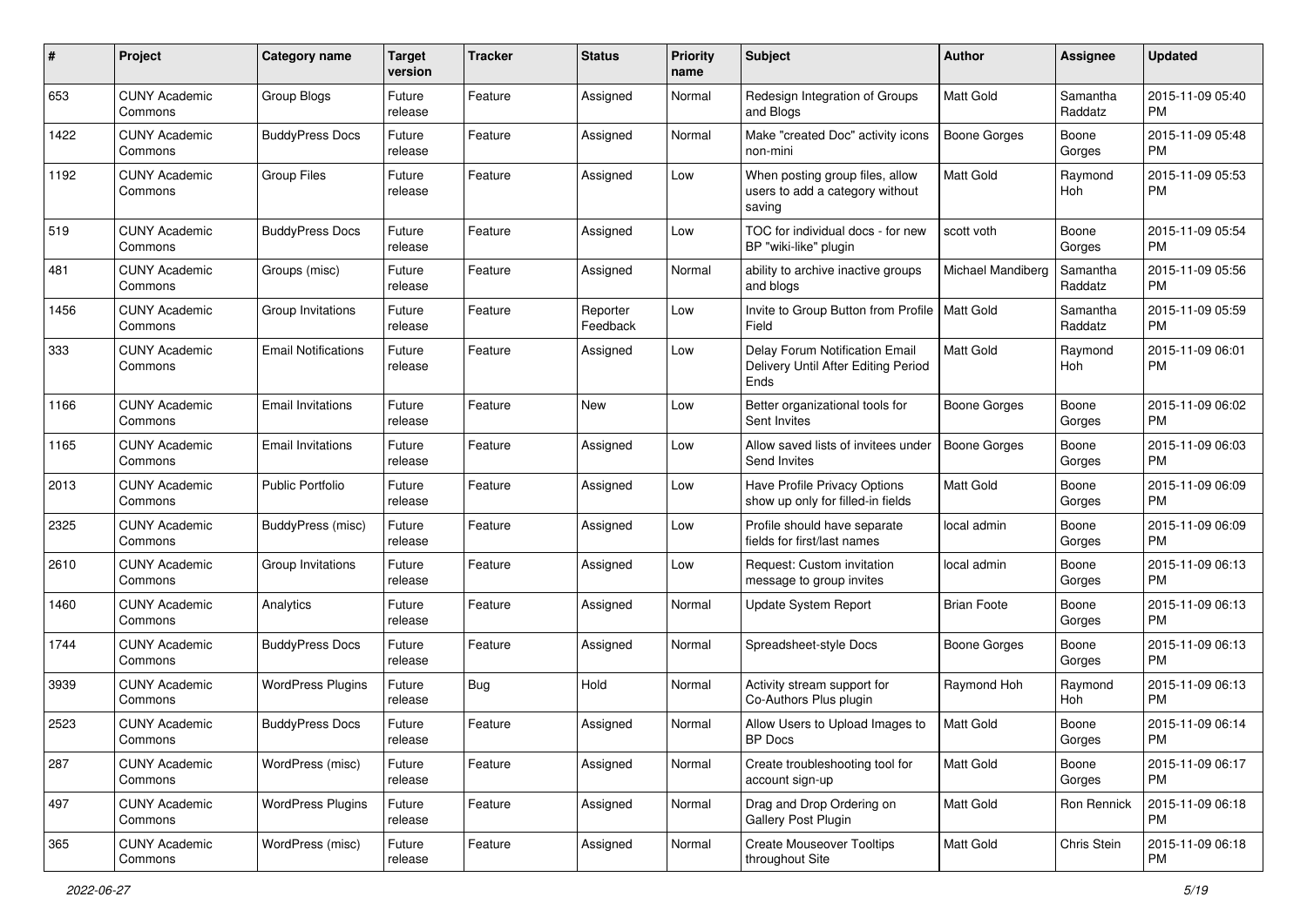| # | Project | Category name | Target version | Tracker | Status | Priority name | Subject | Author | Assignee | Updated |
|---|---|---|---|---|---|---|---|---|---|---|
| 653 | CUNY Academic Commons | Group Blogs | Future release | Feature | Assigned | Normal | Redesign Integration of Groups and Blogs | Matt Gold | Samantha Raddatz | 2015-11-09 05:40 PM |
| 1422 | CUNY Academic Commons | BuddyPress Docs | Future release | Feature | Assigned | Normal | Make "created Doc" activity icons non-mini | Boone Gorges | Boone Gorges | 2015-11-09 05:48 PM |
| 1192 | CUNY Academic Commons | Group Files | Future release | Feature | Assigned | Low | When posting group files, allow users to add a category without saving | Matt Gold | Raymond Hoh | 2015-11-09 05:53 PM |
| 519 | CUNY Academic Commons | BuddyPress Docs | Future release | Feature | Assigned | Low | TOC for individual docs - for new BP "wiki-like" plugin | scott voth | Boone Gorges | 2015-11-09 05:54 PM |
| 481 | CUNY Academic Commons | Groups (misc) | Future release | Feature | Assigned | Normal | ability to archive inactive groups and blogs | Michael Mandiberg | Samantha Raddatz | 2015-11-09 05:56 PM |
| 1456 | CUNY Academic Commons | Group Invitations | Future release | Feature | Reporter Feedback | Low | Invite to Group Button from Profile Field | Matt Gold | Samantha Raddatz | 2015-11-09 05:59 PM |
| 333 | CUNY Academic Commons | Email Notifications | Future release | Feature | Assigned | Low | Delay Forum Notification Email Delivery Until After Editing Period Ends | Matt Gold | Raymond Hoh | 2015-11-09 06:01 PM |
| 1166 | CUNY Academic Commons | Email Invitations | Future release | Feature | New | Low | Better organizational tools for Sent Invites | Boone Gorges | Boone Gorges | 2015-11-09 06:02 PM |
| 1165 | CUNY Academic Commons | Email Invitations | Future release | Feature | Assigned | Low | Allow saved lists of invitees under Send Invites | Boone Gorges | Boone Gorges | 2015-11-09 06:03 PM |
| 2013 | CUNY Academic Commons | Public Portfolio | Future release | Feature | Assigned | Low | Have Profile Privacy Options show up only for filled-in fields | Matt Gold | Boone Gorges | 2015-11-09 06:09 PM |
| 2325 | CUNY Academic Commons | BuddyPress (misc) | Future release | Feature | Assigned | Low | Profile should have separate fields for first/last names | local admin | Boone Gorges | 2015-11-09 06:09 PM |
| 2610 | CUNY Academic Commons | Group Invitations | Future release | Feature | Assigned | Low | Request: Custom invitation message to group invites | local admin | Boone Gorges | 2015-11-09 06:13 PM |
| 1460 | CUNY Academic Commons | Analytics | Future release | Feature | Assigned | Normal | Update System Report | Brian Foote | Boone Gorges | 2015-11-09 06:13 PM |
| 1744 | CUNY Academic Commons | BuddyPress Docs | Future release | Feature | Assigned | Normal | Spreadsheet-style Docs | Boone Gorges | Boone Gorges | 2015-11-09 06:13 PM |
| 3939 | CUNY Academic Commons | WordPress Plugins | Future release | Bug | Hold | Normal | Activity stream support for Co-Authors Plus plugin | Raymond Hoh | Raymond Hoh | 2015-11-09 06:13 PM |
| 2523 | CUNY Academic Commons | BuddyPress Docs | Future release | Feature | Assigned | Normal | Allow Users to Upload Images to BP Docs | Matt Gold | Boone Gorges | 2015-11-09 06:14 PM |
| 287 | CUNY Academic Commons | WordPress (misc) | Future release | Feature | Assigned | Normal | Create troubleshooting tool for account sign-up | Matt Gold | Boone Gorges | 2015-11-09 06:17 PM |
| 497 | CUNY Academic Commons | WordPress Plugins | Future release | Feature | Assigned | Normal | Drag and Drop Ordering on Gallery Post Plugin | Matt Gold | Ron Rennick | 2015-11-09 06:18 PM |
| 365 | CUNY Academic Commons | WordPress (misc) | Future release | Feature | Assigned | Normal | Create Mouseover Tooltips throughout Site | Matt Gold | Chris Stein | 2015-11-09 06:18 PM |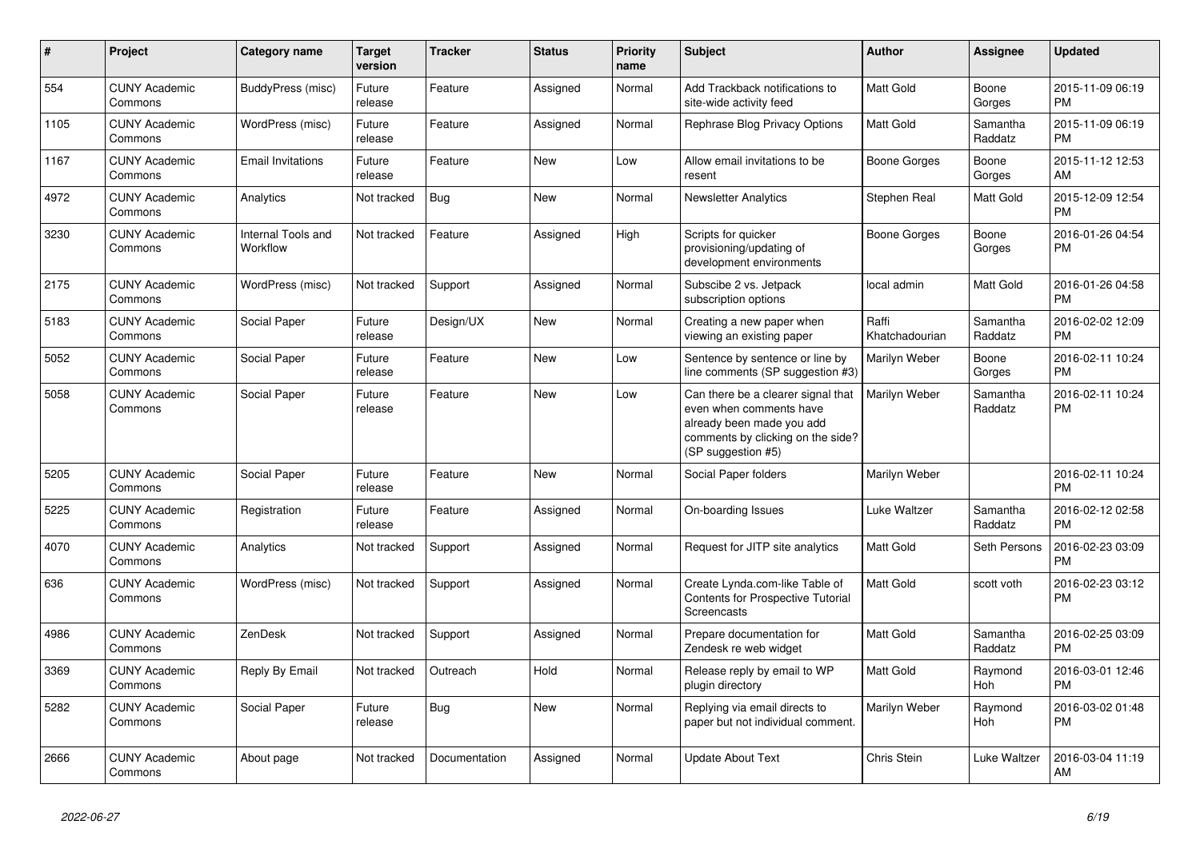| # | Project | Category name | Target version | Tracker | Status | Priority name | Subject | Author | Assignee | Updated |
|---|---|---|---|---|---|---|---|---|---|---|
| 554 | CUNY Academic Commons | BuddyPress (misc) | Future release | Feature | Assigned | Normal | Add Trackback notifications to site-wide activity feed | Matt Gold | Boone Gorges | 2015-11-09 06:19 PM |
| 1105 | CUNY Academic Commons | WordPress (misc) | Future release | Feature | Assigned | Normal | Rephrase Blog Privacy Options | Matt Gold | Samantha Raddatz | 2015-11-09 06:19 PM |
| 1167 | CUNY Academic Commons | Email Invitations | Future release | Feature | New | Low | Allow email invitations to be resent | Boone Gorges | Boone Gorges | 2015-11-12 12:53 AM |
| 4972 | CUNY Academic Commons | Analytics | Not tracked | Bug | New | Normal | Newsletter Analytics | Stephen Real | Matt Gold | 2015-12-09 12:54 PM |
| 3230 | CUNY Academic Commons | Internal Tools and Workflow | Not tracked | Feature | Assigned | High | Scripts for quicker provisioning/updating of development environments | Boone Gorges | Boone Gorges | 2016-01-26 04:54 PM |
| 2175 | CUNY Academic Commons | WordPress (misc) | Not tracked | Support | Assigned | Normal | Subscibe 2 vs. Jetpack subscription options | local admin | Matt Gold | 2016-01-26 04:58 PM |
| 5183 | CUNY Academic Commons | Social Paper | Future release | Design/UX | New | Normal | Creating a new paper when viewing an existing paper | Raffi Khatchadourian | Samantha Raddatz | 2016-02-02 12:09 PM |
| 5052 | CUNY Academic Commons | Social Paper | Future release | Feature | New | Low | Sentence by sentence or line by line comments (SP suggestion #3) | Marilyn Weber | Boone Gorges | 2016-02-11 10:24 PM |
| 5058 | CUNY Academic Commons | Social Paper | Future release | Feature | New | Low | Can there be a clearer signal that even when comments have already been made you add comments by clicking on the side? (SP suggestion #5) | Marilyn Weber | Samantha Raddatz | 2016-02-11 10:24 PM |
| 5205 | CUNY Academic Commons | Social Paper | Future release | Feature | New | Normal | Social Paper folders | Marilyn Weber | | 2016-02-11 10:24 PM |
| 5225 | CUNY Academic Commons | Registration | Future release | Feature | Assigned | Normal | On-boarding Issues | Luke Waltzer | Samantha Raddatz | 2016-02-12 02:58 PM |
| 4070 | CUNY Academic Commons | Analytics | Not tracked | Support | Assigned | Normal | Request for JITP site analytics | Matt Gold | Seth Persons | 2016-02-23 03:09 PM |
| 636 | CUNY Academic Commons | WordPress (misc) | Not tracked | Support | Assigned | Normal | Create Lynda.com-like Table of Contents for Prospective Tutorial Screencasts | Matt Gold | scott voth | 2016-02-23 03:12 PM |
| 4986 | CUNY Academic Commons | ZenDesk | Not tracked | Support | Assigned | Normal | Prepare documentation for Zendesk re web widget | Matt Gold | Samantha Raddatz | 2016-02-25 03:09 PM |
| 3369 | CUNY Academic Commons | Reply By Email | Not tracked | Outreach | Hold | Normal | Release reply by email to WP plugin directory | Matt Gold | Raymond Hoh | 2016-03-01 12:46 PM |
| 5282 | CUNY Academic Commons | Social Paper | Future release | Bug | New | Normal | Replying via email directs to paper but not individual comment. | Marilyn Weber | Raymond Hoh | 2016-03-02 01:48 PM |
| 2666 | CUNY Academic Commons | About page | Not tracked | Documentation | Assigned | Normal | Update About Text | Chris Stein | Luke Waltzer | 2016-03-04 11:19 AM |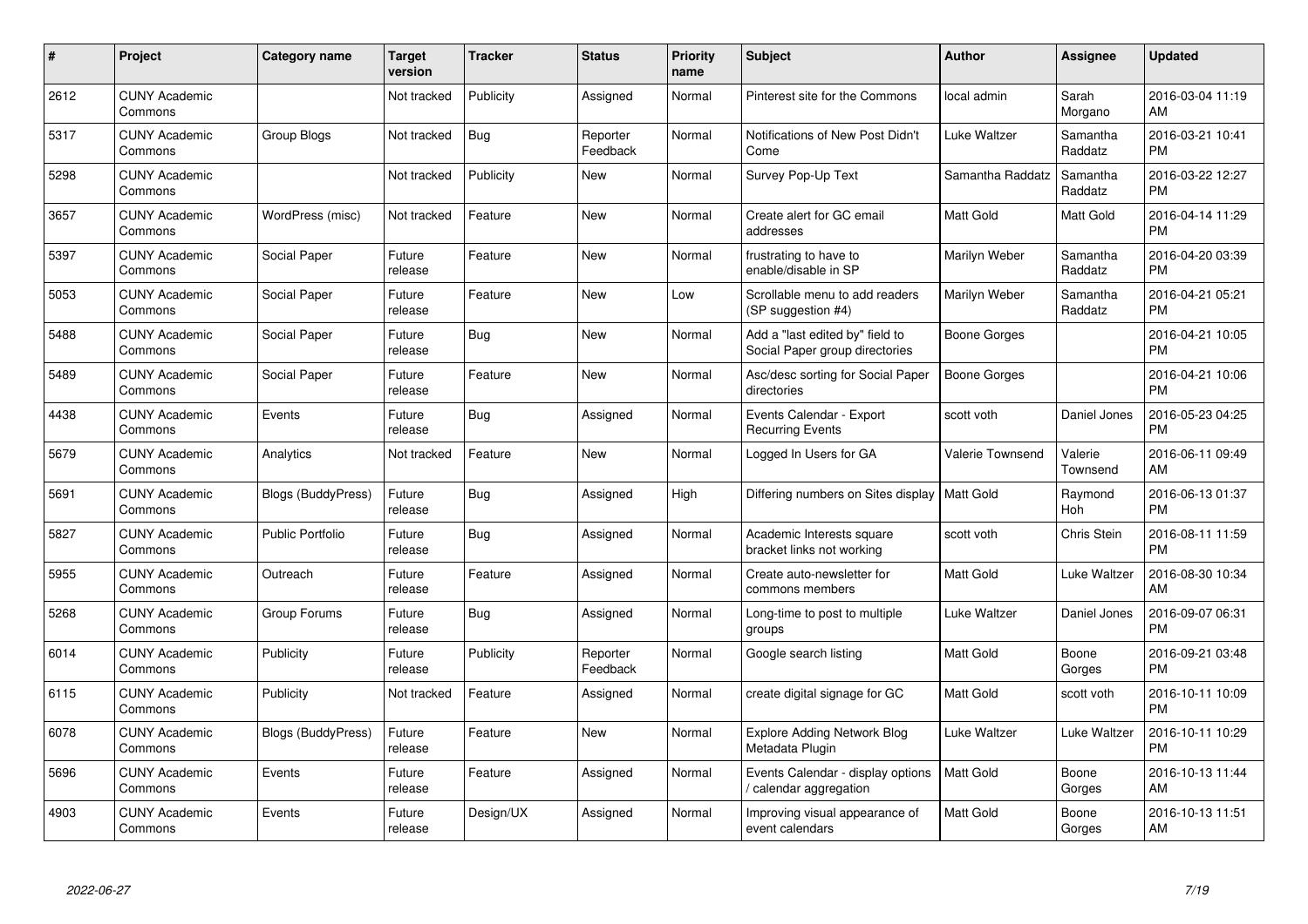| # | Project | Category name | Target version | Tracker | Status | Priority name | Subject | Author | Assignee | Updated |
|---|---|---|---|---|---|---|---|---|---|---|
| 2612 | CUNY Academic Commons | | Not tracked | Publicity | Assigned | Normal | Pinterest site for the Commons | local admin | Sarah Morgano | 2016-03-04 11:19 AM |
| 5317 | CUNY Academic Commons | Group Blogs | Not tracked | Bug | Reporter Feedback | Normal | Notifications of New Post Didn't Come | Luke Waltzer | Samantha Raddatz | 2016-03-21 10:41 PM |
| 5298 | CUNY Academic Commons | | Not tracked | Publicity | New | Normal | Survey Pop-Up Text | Samantha Raddatz | Samantha Raddatz | 2016-03-22 12:27 PM |
| 3657 | CUNY Academic Commons | WordPress (misc) | Not tracked | Feature | New | Normal | Create alert for GC email addresses | Matt Gold | Matt Gold | 2016-04-14 11:29 PM |
| 5397 | CUNY Academic Commons | Social Paper | Future release | Feature | New | Normal | frustrating to have to enable/disable in SP | Marilyn Weber | Samantha Raddatz | 2016-04-20 03:39 PM |
| 5053 | CUNY Academic Commons | Social Paper | Future release | Feature | New | Low | Scrollable menu to add readers (SP suggestion #4) | Marilyn Weber | Samantha Raddatz | 2016-04-21 05:21 PM |
| 5488 | CUNY Academic Commons | Social Paper | Future release | Bug | New | Normal | Add a "last edited by" field to Social Paper group directories | Boone Gorges | | 2016-04-21 10:05 PM |
| 5489 | CUNY Academic Commons | Social Paper | Future release | Feature | New | Normal | Asc/desc sorting for Social Paper directories | Boone Gorges | | 2016-04-21 10:06 PM |
| 4438 | CUNY Academic Commons | Events | Future release | Bug | Assigned | Normal | Events Calendar - Export Recurring Events | scott voth | Daniel Jones | 2016-05-23 04:25 PM |
| 5679 | CUNY Academic Commons | Analytics | Not tracked | Feature | New | Normal | Logged In Users for GA | Valerie Townsend | Valerie Townsend | 2016-06-11 09:49 AM |
| 5691 | CUNY Academic Commons | Blogs (BuddyPress) | Future release | Bug | Assigned | High | Differing numbers on Sites display | Matt Gold | Raymond Hoh | 2016-06-13 01:37 PM |
| 5827 | CUNY Academic Commons | Public Portfolio | Future release | Bug | Assigned | Normal | Academic Interests square bracket links not working | scott voth | Chris Stein | 2016-08-11 11:59 PM |
| 5955 | CUNY Academic Commons | Outreach | Future release | Feature | Assigned | Normal | Create auto-newsletter for commons members | Matt Gold | Luke Waltzer | 2016-08-30 10:34 AM |
| 5268 | CUNY Academic Commons | Group Forums | Future release | Bug | Assigned | Normal | Long-time to post to multiple groups | Luke Waltzer | Daniel Jones | 2016-09-07 06:31 PM |
| 6014 | CUNY Academic Commons | Publicity | Future release | Publicity | Reporter Feedback | Normal | Google search listing | Matt Gold | Boone Gorges | 2016-09-21 03:48 PM |
| 6115 | CUNY Academic Commons | Publicity | Not tracked | Feature | Assigned | Normal | create digital signage for GC | Matt Gold | scott voth | 2016-10-11 10:09 PM |
| 6078 | CUNY Academic Commons | Blogs (BuddyPress) | Future release | Feature | New | Normal | Explore Adding Network Blog Metadata Plugin | Luke Waltzer | Luke Waltzer | 2016-10-11 10:29 PM |
| 5696 | CUNY Academic Commons | Events | Future release | Feature | Assigned | Normal | Events Calendar - display options / calendar aggregation | Matt Gold | Boone Gorges | 2016-10-13 11:44 AM |
| 4903 | CUNY Academic Commons | Events | Future release | Design/UX | Assigned | Normal | Improving visual appearance of event calendars | Matt Gold | Boone Gorges | 2016-10-13 11:51 AM |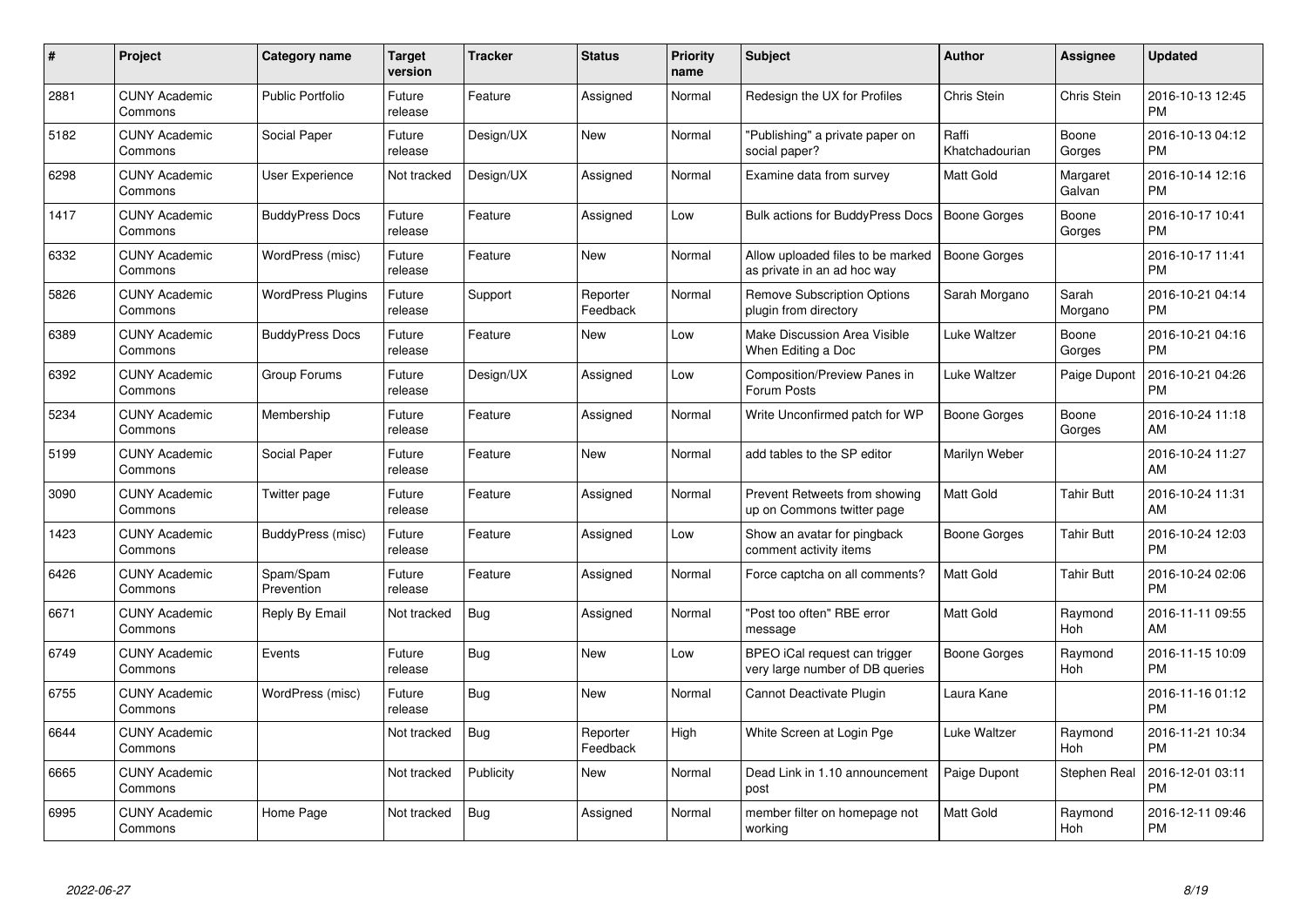| # | Project | Category name | Target version | Tracker | Status | Priority name | Subject | Author | Assignee | Updated |
|---|---|---|---|---|---|---|---|---|---|---|
| 2881 | CUNY Academic Commons | Public Portfolio | Future release | Feature | Assigned | Normal | Redesign the UX for Profiles | Chris Stein | Chris Stein | 2016-10-13 12:45 PM |
| 5182 | CUNY Academic Commons | Social Paper | Future release | Design/UX | New | Normal | "Publishing" a private paper on social paper? | Raffi Khatchadourian | Boone Gorges | 2016-10-13 04:12 PM |
| 6298 | CUNY Academic Commons | User Experience | Not tracked | Design/UX | Assigned | Normal | Examine data from survey | Matt Gold | Margaret Galvan | 2016-10-14 12:16 PM |
| 1417 | CUNY Academic Commons | BuddyPress Docs | Future release | Feature | Assigned | Low | Bulk actions for BuddyPress Docs | Boone Gorges | Boone Gorges | 2016-10-17 10:41 PM |
| 6332 | CUNY Academic Commons | WordPress (misc) | Future release | Feature | New | Normal | Allow uploaded files to be marked as private in an ad hoc way | Boone Gorges | | 2016-10-17 11:41 PM |
| 5826 | CUNY Academic Commons | WordPress Plugins | Future release | Support | Reporter Feedback | Normal | Remove Subscription Options plugin from directory | Sarah Morgano | Sarah Morgano | 2016-10-21 04:14 PM |
| 6389 | CUNY Academic Commons | BuddyPress Docs | Future release | Feature | New | Low | Make Discussion Area Visible When Editing a Doc | Luke Waltzer | Boone Gorges | 2016-10-21 04:16 PM |
| 6392 | CUNY Academic Commons | Group Forums | Future release | Design/UX | Assigned | Low | Composition/Preview Panes in Forum Posts | Luke Waltzer | Paige Dupont | 2016-10-21 04:26 PM |
| 5234 | CUNY Academic Commons | Membership | Future release | Feature | Assigned | Normal | Write Unconfirmed patch for WP | Boone Gorges | Boone Gorges | 2016-10-24 11:18 AM |
| 5199 | CUNY Academic Commons | Social Paper | Future release | Feature | New | Normal | add tables to the SP editor | Marilyn Weber | | 2016-10-24 11:27 AM |
| 3090 | CUNY Academic Commons | Twitter page | Future release | Feature | Assigned | Normal | Prevent Retweets from showing up on Commons twitter page | Matt Gold | Tahir Butt | 2016-10-24 11:31 AM |
| 1423 | CUNY Academic Commons | BuddyPress (misc) | Future release | Feature | Assigned | Low | Show an avatar for pingback comment activity items | Boone Gorges | Tahir Butt | 2016-10-24 12:03 PM |
| 6426 | CUNY Academic Commons | Spam/Spam Prevention | Future release | Feature | Assigned | Normal | Force captcha on all comments? | Matt Gold | Tahir Butt | 2016-10-24 02:06 PM |
| 6671 | CUNY Academic Commons | Reply By Email | Not tracked | Bug | Assigned | Normal | "Post too often" RBE error message | Matt Gold | Raymond Hoh | 2016-11-11 09:55 AM |
| 6749 | CUNY Academic Commons | Events | Future release | Bug | New | Low | BPEO iCal request can trigger very large number of DB queries | Boone Gorges | Raymond Hoh | 2016-11-15 10:09 PM |
| 6755 | CUNY Academic Commons | WordPress (misc) | Future release | Bug | New | Normal | Cannot Deactivate Plugin | Laura Kane | | 2016-11-16 01:12 PM |
| 6644 | CUNY Academic Commons | | Not tracked | Bug | Reporter Feedback | High | White Screen at Login Pge | Luke Waltzer | Raymond Hoh | 2016-11-21 10:34 PM |
| 6665 | CUNY Academic Commons | | Not tracked | Publicity | New | Normal | Dead Link in 1.10 announcement post | Paige Dupont | Stephen Real | 2016-12-01 03:11 PM |
| 6995 | CUNY Academic Commons | Home Page | Not tracked | Bug | Assigned | Normal | member filter on homepage not working | Matt Gold | Raymond Hoh | 2016-12-11 09:46 PM |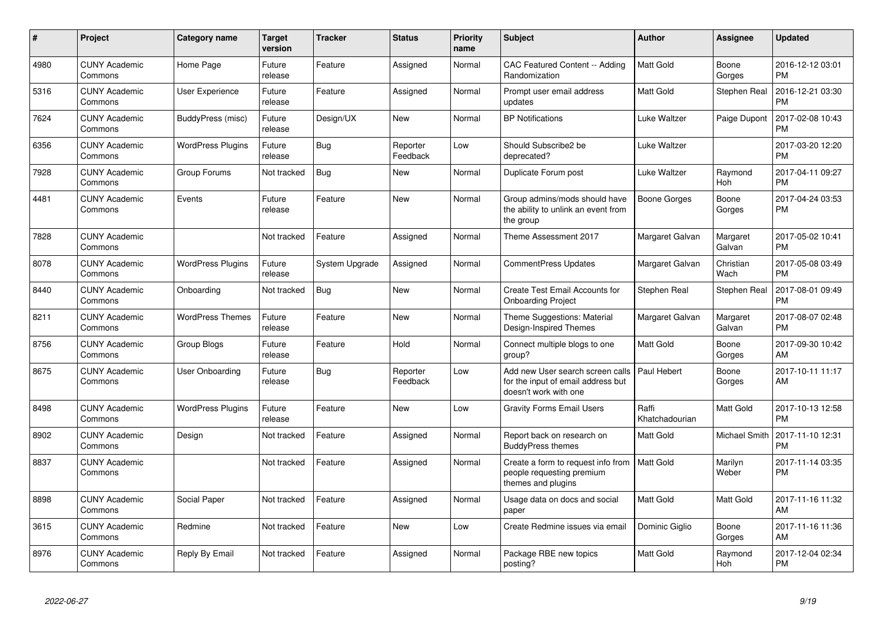| # | Project | Category name | Target version | Tracker | Status | Priority name | Subject | Author | Assignee | Updated |
|---|---|---|---|---|---|---|---|---|---|---|
| 4980 | CUNY Academic Commons | Home Page | Future release | Feature | Assigned | Normal | CAC Featured Content -- Adding Randomization | Matt Gold | Boone Gorges | 2016-12-12 03:01 PM |
| 5316 | CUNY Academic Commons | User Experience | Future release | Feature | Assigned | Normal | Prompt user email address updates | Matt Gold | Stephen Real | 2016-12-21 03:30 PM |
| 7624 | CUNY Academic Commons | BuddyPress (misc) | Future release | Design/UX | New | Normal | BP Notifications | Luke Waltzer | Paige Dupont | 2017-02-08 10:43 PM |
| 6356 | CUNY Academic Commons | WordPress Plugins | Future release | Bug | Reporter Feedback | Low | Should Subscribe2 be deprecated? | Luke Waltzer | | 2017-03-20 12:20 PM |
| 7928 | CUNY Academic Commons | Group Forums | Not tracked | Bug | New | Normal | Duplicate Forum post | Luke Waltzer | Raymond Hoh | 2017-04-11 09:27 PM |
| 4481 | CUNY Academic Commons | Events | Future release | Feature | New | Normal | Group admins/mods should have the ability to unlink an event from the group | Boone Gorges | Boone Gorges | 2017-04-24 03:53 PM |
| 7828 | CUNY Academic Commons | | Not tracked | Feature | Assigned | Normal | Theme Assessment 2017 | Margaret Galvan | Margaret Galvan | 2017-05-02 10:41 PM |
| 8078 | CUNY Academic Commons | WordPress Plugins | Future release | System Upgrade | Assigned | Normal | CommentPress Updates | Margaret Galvan | Christian Wach | 2017-05-08 03:49 PM |
| 8440 | CUNY Academic Commons | Onboarding | Not tracked | Bug | New | Normal | Create Test Email Accounts for Onboarding Project | Stephen Real | Stephen Real | 2017-08-01 09:49 PM |
| 8211 | CUNY Academic Commons | WordPress Themes | Future release | Feature | New | Normal | Theme Suggestions: Material Design-Inspired Themes | Margaret Galvan | Margaret Galvan | 2017-08-07 02:48 PM |
| 8756 | CUNY Academic Commons | Group Blogs | Future release | Feature | Hold | Normal | Connect multiple blogs to one group? | Matt Gold | Boone Gorges | 2017-09-30 10:42 AM |
| 8675 | CUNY Academic Commons | User Onboarding | Future release | Bug | Reporter Feedback | Low | Add new User search screen calls for the input of email address but doesn't work with one | Paul Hebert | Boone Gorges | 2017-10-11 11:17 AM |
| 8498 | CUNY Academic Commons | WordPress Plugins | Future release | Feature | New | Low | Gravity Forms Email Users | Raffi Khatchadourian | Matt Gold | 2017-10-13 12:58 PM |
| 8902 | CUNY Academic Commons | Design | Not tracked | Feature | Assigned | Normal | Report back on research on BuddyPress themes | Matt Gold | Michael Smith | 2017-11-10 12:31 PM |
| 8837 | CUNY Academic Commons | | Not tracked | Feature | Assigned | Normal | Create a form to request info from people requesting premium themes and plugins | Matt Gold | Marilyn Weber | 2017-11-14 03:35 PM |
| 8898 | CUNY Academic Commons | Social Paper | Not tracked | Feature | Assigned | Normal | Usage data on docs and social paper | Matt Gold | Matt Gold | 2017-11-16 11:32 AM |
| 3615 | CUNY Academic Commons | Redmine | Not tracked | Feature | New | Low | Create Redmine issues via email | Dominic Giglio | Boone Gorges | 2017-11-16 11:36 AM |
| 8976 | CUNY Academic Commons | Reply By Email | Not tracked | Feature | Assigned | Normal | Package RBE new topics posting? | Matt Gold | Raymond Hoh | 2017-12-04 02:34 PM |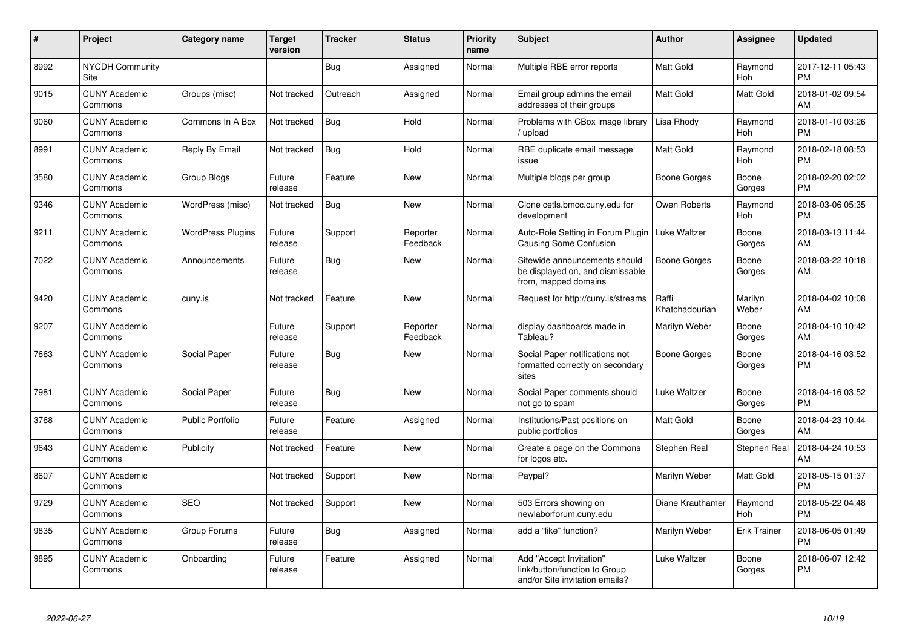| # | Project | Category name | Target version | Tracker | Status | Priority name | Subject | Author | Assignee | Updated |
|---|---|---|---|---|---|---|---|---|---|---|
| 8992 | NYCDH Community Site | | | Bug | Assigned | Normal | Multiple RBE error reports | Matt Gold | Raymond Hoh | 2017-12-11 05:43 PM |
| 9015 | CUNY Academic Commons | Groups (misc) | Not tracked | Outreach | Assigned | Normal | Email group admins the email addresses of their groups | Matt Gold | Matt Gold | 2018-01-02 09:54 AM |
| 9060 | CUNY Academic Commons | Commons In A Box | Not tracked | Bug | Hold | Normal | Problems with CBox image library / upload | Lisa Rhody | Raymond Hoh | 2018-01-10 03:26 PM |
| 8991 | CUNY Academic Commons | Reply By Email | Not tracked | Bug | Hold | Normal | RBE duplicate email message issue | Matt Gold | Raymond Hoh | 2018-02-18 08:53 PM |
| 3580 | CUNY Academic Commons | Group Blogs | Future release | Feature | New | Normal | Multiple blogs per group | Boone Gorges | Boone Gorges | 2018-02-20 02:02 PM |
| 9346 | CUNY Academic Commons | WordPress (misc) | Not tracked | Bug | New | Normal | Clone cetls.bmcc.cuny.edu for development | Owen Roberts | Raymond Hoh | 2018-03-06 05:35 PM |
| 9211 | CUNY Academic Commons | WordPress Plugins | Future release | Support | Reporter Feedback | Normal | Auto-Role Setting in Forum Plugin Causing Some Confusion | Luke Waltzer | Boone Gorges | 2018-03-13 11:44 AM |
| 7022 | CUNY Academic Commons | Announcements | Future release | Bug | New | Normal | Sitewide announcements should be displayed on, and dismissable from, mapped domains | Boone Gorges | Boone Gorges | 2018-03-22 10:18 AM |
| 9420 | CUNY Academic Commons | cuny.is | Not tracked | Feature | New | Normal | Request for http://cuny.is/streams | Raffi Khatchadourian | Marilyn Weber | 2018-04-02 10:08 AM |
| 9207 | CUNY Academic Commons | | Future release | Support | Reporter Feedback | Normal | display dashboards made in Tableau? | Marilyn Weber | Boone Gorges | 2018-04-10 10:42 AM |
| 7663 | CUNY Academic Commons | Social Paper | Future release | Bug | New | Normal | Social Paper notifications not formatted correctly on secondary sites | Boone Gorges | Boone Gorges | 2018-04-16 03:52 PM |
| 7981 | CUNY Academic Commons | Social Paper | Future release | Bug | New | Normal | Social Paper comments should not go to spam | Luke Waltzer | Boone Gorges | 2018-04-16 03:52 PM |
| 3768 | CUNY Academic Commons | Public Portfolio | Future release | Feature | Assigned | Normal | Institutions/Past positions on public portfolios | Matt Gold | Boone Gorges | 2018-04-23 10:44 AM |
| 9643 | CUNY Academic Commons | Publicity | Not tracked | Feature | New | Normal | Create a page on the Commons for logos etc. | Stephen Real | Stephen Real | 2018-04-24 10:53 AM |
| 8607 | CUNY Academic Commons | | Not tracked | Support | New | Normal | Paypal? | Marilyn Weber | Matt Gold | 2018-05-15 01:37 PM |
| 9729 | CUNY Academic Commons | SEO | Not tracked | Support | New | Normal | 503 Errors showing on newlaborforum.cuny.edu | Diane Krauthamer | Raymond Hoh | 2018-05-22 04:48 PM |
| 9835 | CUNY Academic Commons | Group Forums | Future release | Bug | Assigned | Normal | add a "like" function? | Marilyn Weber | Erik Trainer | 2018-06-05 01:49 PM |
| 9895 | CUNY Academic Commons | Onboarding | Future release | Feature | Assigned | Normal | Add "Accept Invitation" link/button/function to Group and/or Site invitation emails? | Luke Waltzer | Boone Gorges | 2018-06-07 12:42 PM |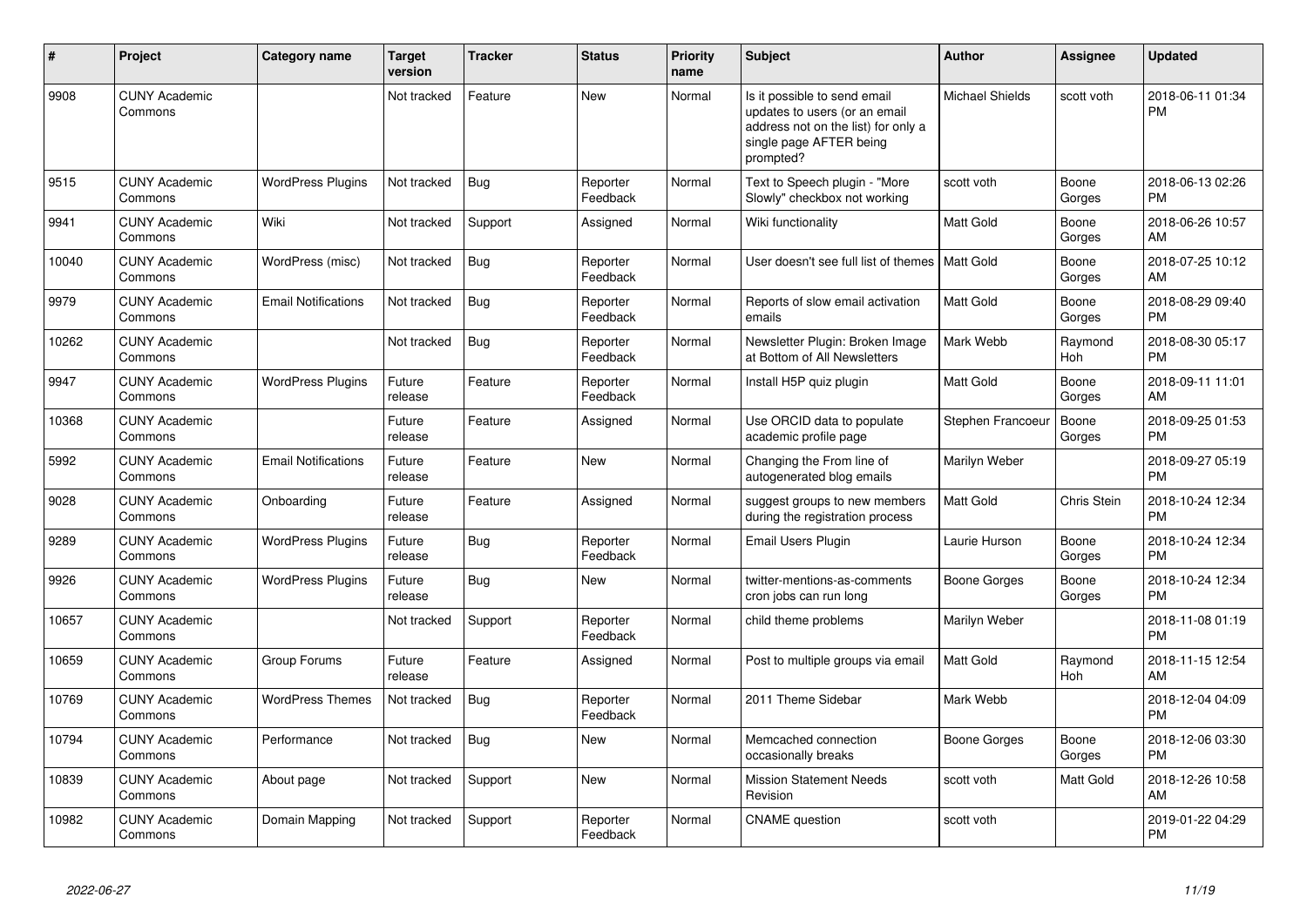| # | Project | Category name | Target version | Tracker | Status | Priority name | Subject | Author | Assignee | Updated |
|---|---|---|---|---|---|---|---|---|---|---|
| 9908 | CUNY Academic Commons | | Not tracked | Feature | New | Normal | Is it possible to send email updates to users (or an email address not on the list) for only a single page AFTER being prompted? | Michael Shields | scott voth | 2018-06-11 01:34 PM |
| 9515 | CUNY Academic Commons | WordPress Plugins | Not tracked | Bug | Reporter Feedback | Normal | Text to Speech plugin - "More Slowly" checkbox not working | scott voth | Boone Gorges | 2018-06-13 02:26 PM |
| 9941 | CUNY Academic Commons | Wiki | Not tracked | Support | Assigned | Normal | Wiki functionality | Matt Gold | Boone Gorges | 2018-06-26 10:57 AM |
| 10040 | CUNY Academic Commons | WordPress (misc) | Not tracked | Bug | Reporter Feedback | Normal | User doesn't see full list of themes | Matt Gold | Boone Gorges | 2018-07-25 10:12 AM |
| 9979 | CUNY Academic Commons | Email Notifications | Not tracked | Bug | Reporter Feedback | Normal | Reports of slow email activation emails | Matt Gold | Boone Gorges | 2018-08-29 09:40 PM |
| 10262 | CUNY Academic Commons | | Not tracked | Bug | Reporter Feedback | Normal | Newsletter Plugin: Broken Image at Bottom of All Newsletters | Mark Webb | Raymond Hoh | 2018-08-30 05:17 PM |
| 9947 | CUNY Academic Commons | WordPress Plugins | Future release | Feature | Reporter Feedback | Normal | Install H5P quiz plugin | Matt Gold | Boone Gorges | 2018-09-11 11:01 AM |
| 10368 | CUNY Academic Commons | | Future release | Feature | Assigned | Normal | Use ORCID data to populate academic profile page | Stephen Francoeur | Boone Gorges | 2018-09-25 01:53 PM |
| 5992 | CUNY Academic Commons | Email Notifications | Future release | Feature | New | Normal | Changing the From line of autogenerated blog emails | Marilyn Weber | | 2018-09-27 05:19 PM |
| 9028 | CUNY Academic Commons | Onboarding | Future release | Feature | Assigned | Normal | suggest groups to new members during the registration process | Matt Gold | Chris Stein | 2018-10-24 12:34 PM |
| 9289 | CUNY Academic Commons | WordPress Plugins | Future release | Bug | Reporter Feedback | Normal | Email Users Plugin | Laurie Hurson | Boone Gorges | 2018-10-24 12:34 PM |
| 9926 | CUNY Academic Commons | WordPress Plugins | Future release | Bug | New | Normal | twitter-mentions-as-comments cron jobs can run long | Boone Gorges | Boone Gorges | 2018-10-24 12:34 PM |
| 10657 | CUNY Academic Commons | | Not tracked | Support | Reporter Feedback | Normal | child theme problems | Marilyn Weber | | 2018-11-08 01:19 PM |
| 10659 | CUNY Academic Commons | Group Forums | Future release | Feature | Assigned | Normal | Post to multiple groups via email | Matt Gold | Raymond Hoh | 2018-11-15 12:54 AM |
| 10769 | CUNY Academic Commons | WordPress Themes | Not tracked | Bug | Reporter Feedback | Normal | 2011 Theme Sidebar | Mark Webb | | 2018-12-04 04:09 PM |
| 10794 | CUNY Academic Commons | Performance | Not tracked | Bug | New | Normal | Memcached connection occasionally breaks | Boone Gorges | Boone Gorges | 2018-12-06 03:30 PM |
| 10839 | CUNY Academic Commons | About page | Not tracked | Support | New | Normal | Mission Statement Needs Revision | scott voth | Matt Gold | 2018-12-26 10:58 AM |
| 10982 | CUNY Academic Commons | Domain Mapping | Not tracked | Support | Reporter Feedback | Normal | CNAME question | scott voth | | 2019-01-22 04:29 PM |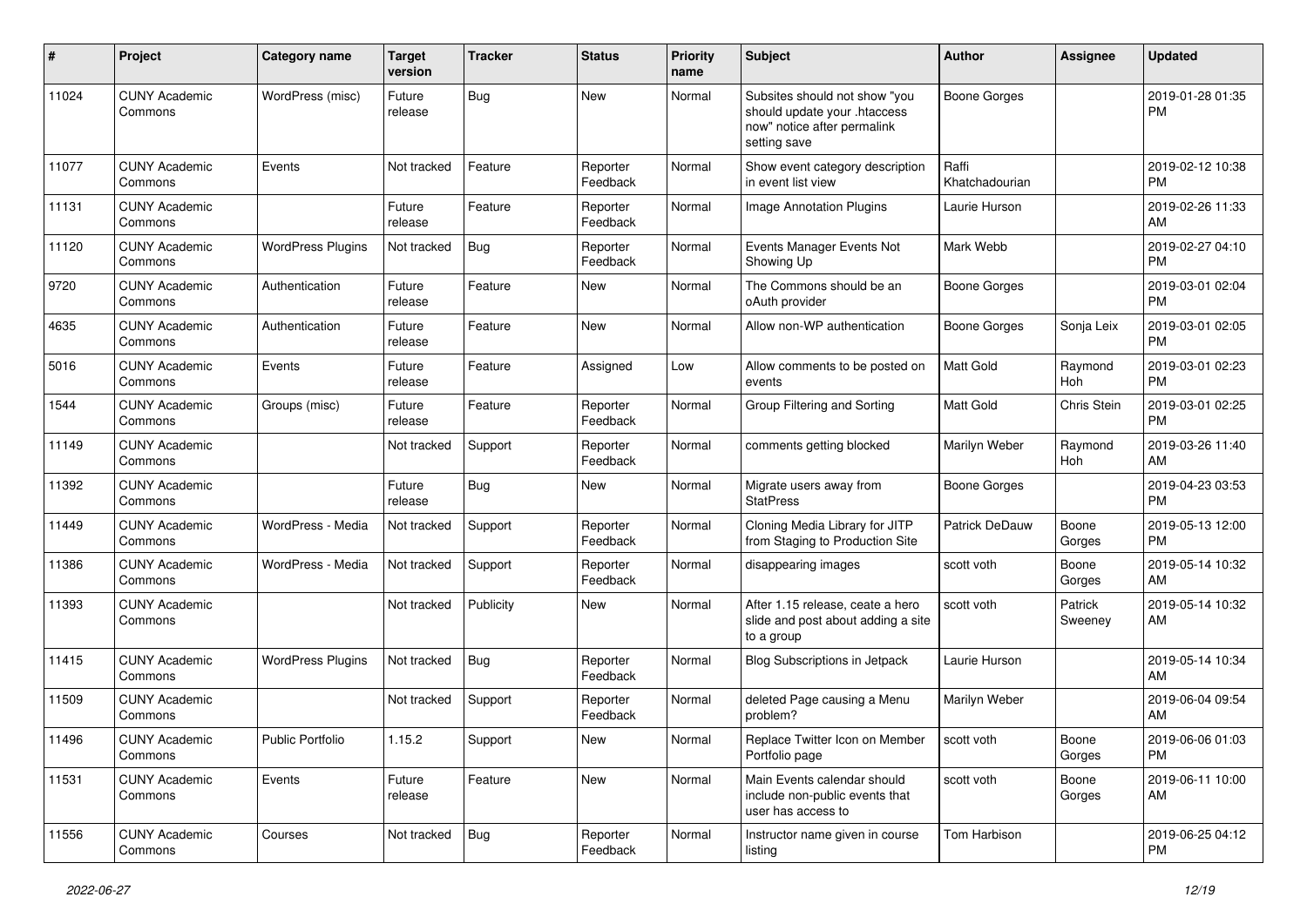| # | Project | Category name | Target version | Tracker | Status | Priority name | Subject | Author | Assignee | Updated |
|---|---|---|---|---|---|---|---|---|---|---|
| 11024 | CUNY Academic Commons | WordPress (misc) | Future release | Bug | New | Normal | Subsites should not show "you should update your .htaccess now" notice after permalink setting save | Boone Gorges | | 2019-01-28 01:35 PM |
| 11077 | CUNY Academic Commons | Events | Not tracked | Feature | Reporter Feedback | Normal | Show event category description in event list view | Raffi Khatchadourian | | 2019-02-12 10:38 PM |
| 11131 | CUNY Academic Commons | | Future release | Feature | Reporter Feedback | Normal | Image Annotation Plugins | Laurie Hurson | | 2019-02-26 11:33 AM |
| 11120 | CUNY Academic Commons | WordPress Plugins | Not tracked | Bug | Reporter Feedback | Normal | Events Manager Events Not Showing Up | Mark Webb | | 2019-02-27 04:10 PM |
| 9720 | CUNY Academic Commons | Authentication | Future release | Feature | New | Normal | The Commons should be an oAuth provider | Boone Gorges | | 2019-03-01 02:04 PM |
| 4635 | CUNY Academic Commons | Authentication | Future release | Feature | New | Normal | Allow non-WP authentication | Boone Gorges | Sonja Leix | 2019-03-01 02:05 PM |
| 5016 | CUNY Academic Commons | Events | Future release | Feature | Assigned | Low | Allow comments to be posted on events | Matt Gold | Raymond Hoh | 2019-03-01 02:23 PM |
| 1544 | CUNY Academic Commons | Groups (misc) | Future release | Feature | Reporter Feedback | Normal | Group Filtering and Sorting | Matt Gold | Chris Stein | 2019-03-01 02:25 PM |
| 11149 | CUNY Academic Commons | | Not tracked | Support | Reporter Feedback | Normal | comments getting blocked | Marilyn Weber | Raymond Hoh | 2019-03-26 11:40 AM |
| 11392 | CUNY Academic Commons | | Future release | Bug | New | Normal | Migrate users away from StatPress | Boone Gorges | | 2019-04-23 03:53 PM |
| 11449 | CUNY Academic Commons | WordPress - Media | Not tracked | Support | Reporter Feedback | Normal | Cloning Media Library for JITP from Staging to Production Site | Patrick DeDauw | Boone Gorges | 2019-05-13 12:00 PM |
| 11386 | CUNY Academic Commons | WordPress - Media | Not tracked | Support | Reporter Feedback | Normal | disappearing images | scott voth | Boone Gorges | 2019-05-14 10:32 AM |
| 11393 | CUNY Academic Commons | | Not tracked | Publicity | New | Normal | After 1.15 release, ceate a hero slide and post about adding a site to a group | scott voth | Patrick Sweeney | 2019-05-14 10:32 AM |
| 11415 | CUNY Academic Commons | WordPress Plugins | Not tracked | Bug | Reporter Feedback | Normal | Blog Subscriptions in Jetpack | Laurie Hurson | | 2019-05-14 10:34 AM |
| 11509 | CUNY Academic Commons | | Not tracked | Support | Reporter Feedback | Normal | deleted Page causing a Menu problem? | Marilyn Weber | | 2019-06-04 09:54 AM |
| 11496 | CUNY Academic Commons | Public Portfolio | 1.15.2 | Support | New | Normal | Replace Twitter Icon on Member Portfolio page | scott voth | Boone Gorges | 2019-06-06 01:03 PM |
| 11531 | CUNY Academic Commons | Events | Future release | Feature | New | Normal | Main Events calendar should include non-public events that user has access to | scott voth | Boone Gorges | 2019-06-11 10:00 AM |
| 11556 | CUNY Academic Commons | Courses | Not tracked | Bug | Reporter Feedback | Normal | Instructor name given in course listing | Tom Harbison | | 2019-06-25 04:12 PM |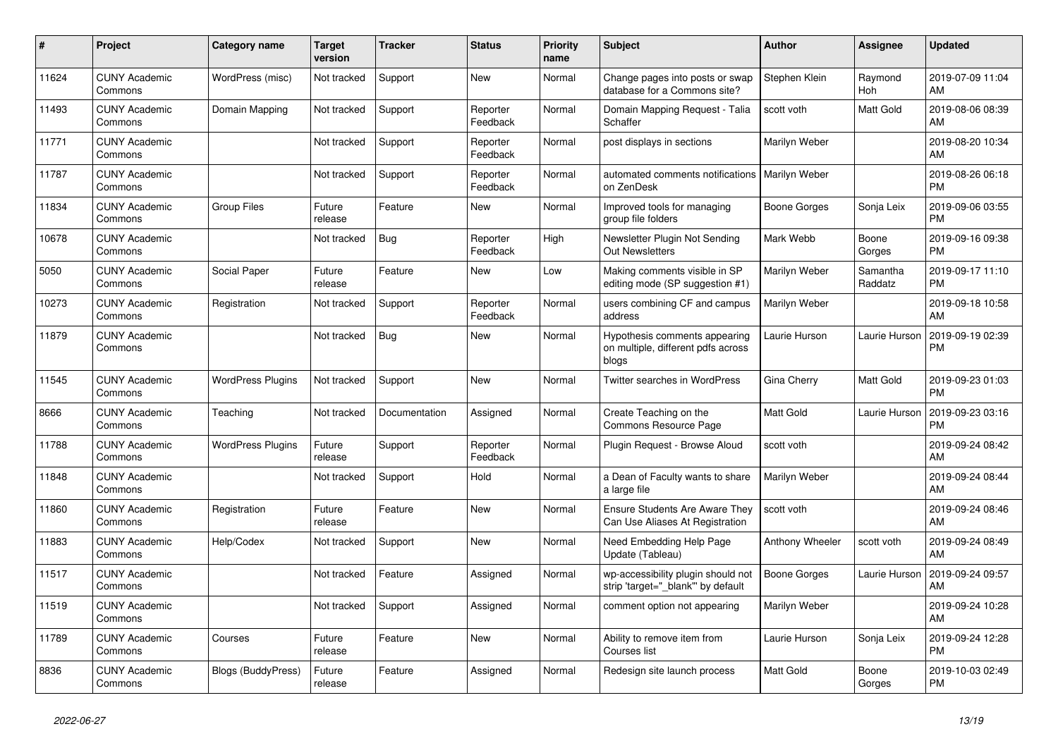| # | Project | Category name | Target version | Tracker | Status | Priority name | Subject | Author | Assignee | Updated |
|---|---|---|---|---|---|---|---|---|---|---|
| 11624 | CUNY Academic Commons | WordPress (misc) | Not tracked | Support | New | Normal | Change pages into posts or swap database for a Commons site? | Stephen Klein | Raymond Hoh | 2019-07-09 11:04 AM |
| 11493 | CUNY Academic Commons | Domain Mapping | Not tracked | Support | Reporter Feedback | Normal | Domain Mapping Request - Talia Schaffer | scott voth | Matt Gold | 2019-08-06 08:39 AM |
| 11771 | CUNY Academic Commons | | Not tracked | Support | Reporter Feedback | Normal | post displays in sections | Marilyn Weber | | 2019-08-20 10:34 AM |
| 11787 | CUNY Academic Commons | | Not tracked | Support | Reporter Feedback | Normal | automated comments notifications on ZenDesk | Marilyn Weber | | 2019-08-26 06:18 PM |
| 11834 | CUNY Academic Commons | Group Files | Future release | Feature | New | Normal | Improved tools for managing group file folders | Boone Gorges | Sonja Leix | 2019-09-06 03:55 PM |
| 10678 | CUNY Academic Commons | | Not tracked | Bug | Reporter Feedback | High | Newsletter Plugin Not Sending Out Newsletters | Mark Webb | Boone Gorges | 2019-09-16 09:38 PM |
| 5050 | CUNY Academic Commons | Social Paper | Future release | Feature | New | Low | Making comments visible in SP editing mode (SP suggestion #1) | Marilyn Weber | Samantha Raddatz | 2019-09-17 11:10 PM |
| 10273 | CUNY Academic Commons | Registration | Not tracked | Support | Reporter Feedback | Normal | users combining CF and campus address | Marilyn Weber | | 2019-09-18 10:58 AM |
| 11879 | CUNY Academic Commons | | Not tracked | Bug | New | Normal | Hypothesis comments appearing on multiple, different pdfs across blogs | Laurie Hurson | Laurie Hurson | 2019-09-19 02:39 PM |
| 11545 | CUNY Academic Commons | WordPress Plugins | Not tracked | Support | New | Normal | Twitter searches in WordPress | Gina Cherry | Matt Gold | 2019-09-23 01:03 PM |
| 8666 | CUNY Academic Commons | Teaching | Not tracked | Documentation | Assigned | Normal | Create Teaching on the Commons Resource Page | Matt Gold | Laurie Hurson | 2019-09-23 03:16 PM |
| 11788 | CUNY Academic Commons | WordPress Plugins | Future release | Support | Reporter Feedback | Normal | Plugin Request - Browse Aloud | scott voth | | 2019-09-24 08:42 AM |
| 11848 | CUNY Academic Commons | | Not tracked | Support | Hold | Normal | a Dean of Faculty wants to share a large file | Marilyn Weber | | 2019-09-24 08:44 AM |
| 11860 | CUNY Academic Commons | Registration | Future release | Feature | New | Normal | Ensure Students Are Aware They Can Use Aliases At Registration | scott voth | | 2019-09-24 08:46 AM |
| 11883 | CUNY Academic Commons | Help/Codex | Not tracked | Support | New | Normal | Need Embedding Help Page Update (Tableau) | Anthony Wheeler | scott voth | 2019-09-24 08:49 AM |
| 11517 | CUNY Academic Commons | | Not tracked | Feature | Assigned | Normal | wp-accessibility plugin should not strip 'target="_blank"' by default | Boone Gorges | Laurie Hurson | 2019-09-24 09:57 AM |
| 11519 | CUNY Academic Commons | | Not tracked | Support | Assigned | Normal | comment option not appearing | Marilyn Weber | | 2019-09-24 10:28 AM |
| 11789 | CUNY Academic Commons | Courses | Future release | Feature | New | Normal | Ability to remove item from Courses list | Laurie Hurson | Sonja Leix | 2019-09-24 12:28 PM |
| 8836 | CUNY Academic Commons | Blogs (BuddyPress) | Future release | Feature | Assigned | Normal | Redesign site launch process | Matt Gold | Boone Gorges | 2019-10-03 02:49 PM |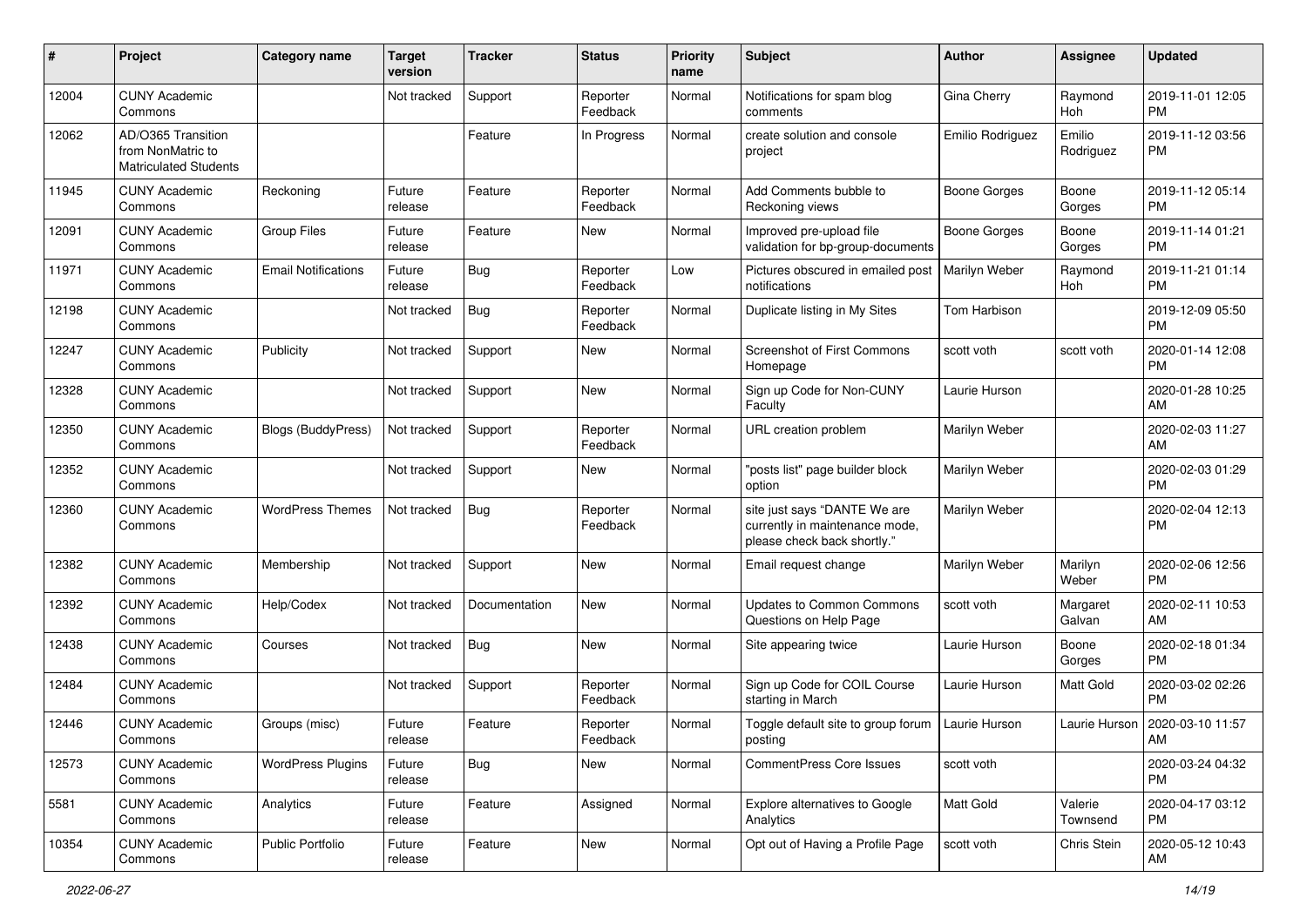| # | Project | Category name | Target version | Tracker | Status | Priority name | Subject | Author | Assignee | Updated |
|---|---|---|---|---|---|---|---|---|---|---|
| 12004 | CUNY Academic Commons | | Not tracked | Support | Reporter Feedback | Normal | Notifications for spam blog comments | Gina Cherry | Raymond Hoh | 2019-11-01 12:05 PM |
| 12062 | AD/O365 Transition from NonMatric to Matriculated Students | | | Feature | In Progress | Normal | create solution and console project | Emilio Rodriguez | Emilio Rodriguez | 2019-11-12 03:56 PM |
| 11945 | CUNY Academic Commons | Reckoning | Future release | Feature | Reporter Feedback | Normal | Add Comments bubble to Reckoning views | Boone Gorges | Boone Gorges | 2019-11-12 05:14 PM |
| 12091 | CUNY Academic Commons | Group Files | Future release | Feature | New | Normal | Improved pre-upload file validation for bp-group-documents | Boone Gorges | Boone Gorges | 2019-11-14 01:21 PM |
| 11971 | CUNY Academic Commons | Email Notifications | Future release | Bug | Reporter Feedback | Low | Pictures obscured in emailed post notifications | Marilyn Weber | Raymond Hoh | 2019-11-21 01:14 PM |
| 12198 | CUNY Academic Commons | | Not tracked | Bug | Reporter Feedback | Normal | Duplicate listing in My Sites | Tom Harbison | | 2019-12-09 05:50 PM |
| 12247 | CUNY Academic Commons | Publicity | Not tracked | Support | New | Normal | Screenshot of First Commons Homepage | scott voth | scott voth | 2020-01-14 12:08 PM |
| 12328 | CUNY Academic Commons | | Not tracked | Support | New | Normal | Sign up Code for Non-CUNY Faculty | Laurie Hurson | | 2020-01-28 10:25 AM |
| 12350 | CUNY Academic Commons | Blogs (BuddyPress) | Not tracked | Support | Reporter Feedback | Normal | URL creation problem | Marilyn Weber | | 2020-02-03 11:27 AM |
| 12352 | CUNY Academic Commons | | Not tracked | Support | New | Normal | "posts list" page builder block option | Marilyn Weber | | 2020-02-03 01:29 PM |
| 12360 | CUNY Academic Commons | WordPress Themes | Not tracked | Bug | Reporter Feedback | Normal | site just says "DANTE We are currently in maintenance mode, please check back shortly." | Marilyn Weber | | 2020-02-04 12:13 PM |
| 12382 | CUNY Academic Commons | Membership | Not tracked | Support | New | Normal | Email request change | Marilyn Weber | Marilyn Weber | 2020-02-06 12:56 PM |
| 12392 | CUNY Academic Commons | Help/Codex | Not tracked | Documentation | New | Normal | Updates to Common Commons Questions on Help Page | scott voth | Margaret Galvan | 2020-02-11 10:53 AM |
| 12438 | CUNY Academic Commons | Courses | Not tracked | Bug | New | Normal | Site appearing twice | Laurie Hurson | Boone Gorges | 2020-02-18 01:34 PM |
| 12484 | CUNY Academic Commons | | Not tracked | Support | Reporter Feedback | Normal | Sign up Code for COIL Course starting in March | Laurie Hurson | Matt Gold | 2020-03-02 02:26 PM |
| 12446 | CUNY Academic Commons | Groups (misc) | Future release | Feature | Reporter Feedback | Normal | Toggle default site to group forum posting | Laurie Hurson | Laurie Hurson | 2020-03-10 11:57 AM |
| 12573 | CUNY Academic Commons | WordPress Plugins | Future release | Bug | New | Normal | CommentPress Core Issues | scott voth | | 2020-03-24 04:32 PM |
| 5581 | CUNY Academic Commons | Analytics | Future release | Feature | Assigned | Normal | Explore alternatives to Google Analytics | Matt Gold | Valerie Townsend | 2020-04-17 03:12 PM |
| 10354 | CUNY Academic Commons | Public Portfolio | Future release | Feature | New | Normal | Opt out of Having a Profile Page | scott voth | Chris Stein | 2020-05-12 10:43 AM |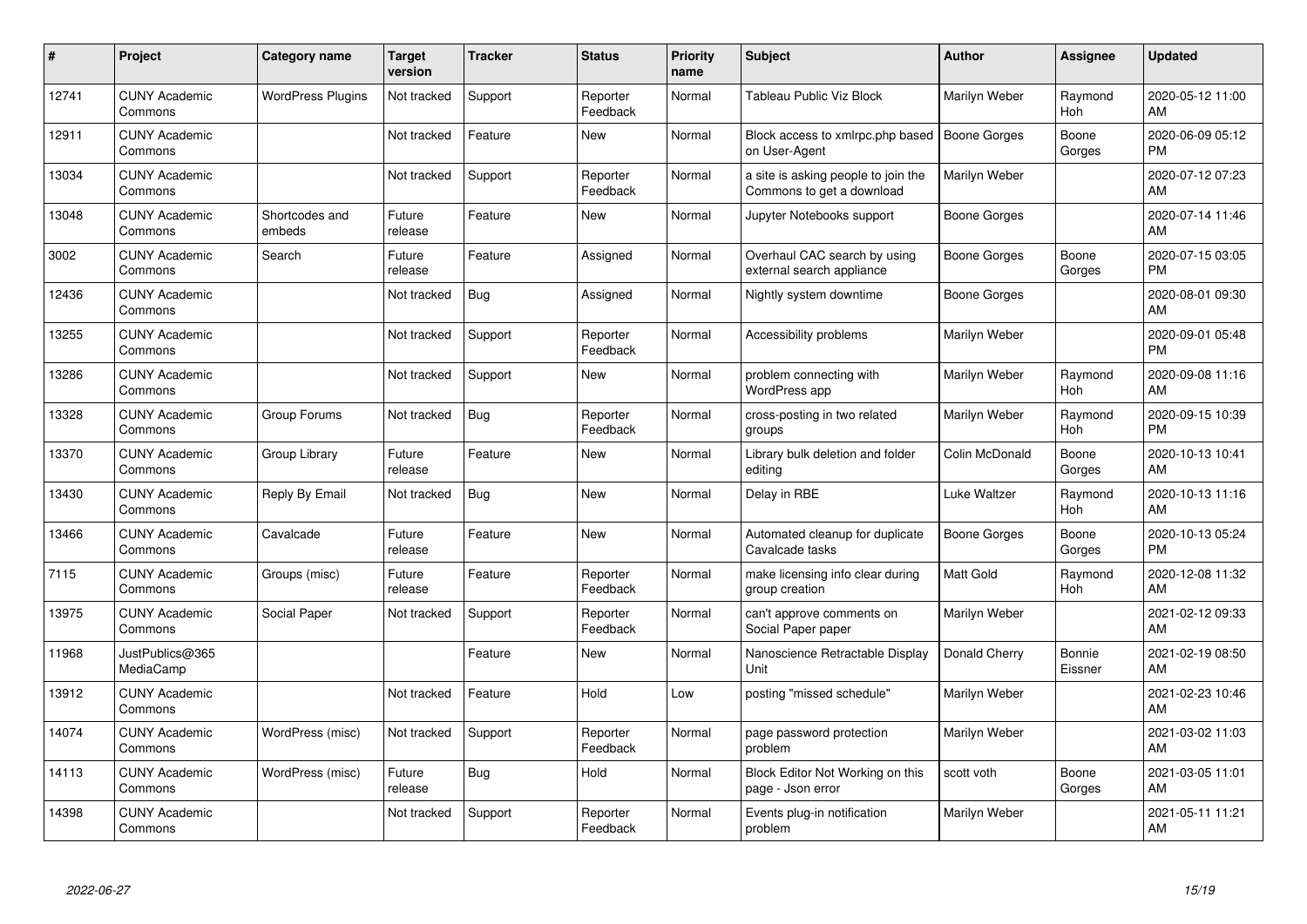| # | Project | Category name | Target version | Tracker | Status | Priority name | Subject | Author | Assignee | Updated |
|---|---|---|---|---|---|---|---|---|---|---|
| 12741 | CUNY Academic Commons | WordPress Plugins | Not tracked | Support | Reporter Feedback | Normal | Tableau Public Viz Block | Marilyn Weber | Raymond Hoh | 2020-05-12 11:00 AM |
| 12911 | CUNY Academic Commons | | Not tracked | Feature | New | Normal | Block access to xmlrpc.php based on User-Agent | Boone Gorges | Boone Gorges | 2020-06-09 05:12 PM |
| 13034 | CUNY Academic Commons | | Not tracked | Support | Reporter Feedback | Normal | a site is asking people to join the Commons to get a download | Marilyn Weber | | 2020-07-12 07:23 AM |
| 13048 | CUNY Academic Commons | Shortcodes and embeds | Future release | Feature | New | Normal | Jupyter Notebooks support | Boone Gorges | | 2020-07-14 11:46 AM |
| 3002 | CUNY Academic Commons | Search | Future release | Feature | Assigned | Normal | Overhaul CAC search by using external search appliance | Boone Gorges | Boone Gorges | 2020-07-15 03:05 PM |
| 12436 | CUNY Academic Commons | | Not tracked | Bug | Assigned | Normal | Nightly system downtime | Boone Gorges | | 2020-08-01 09:30 AM |
| 13255 | CUNY Academic Commons | | Not tracked | Support | Reporter Feedback | Normal | Accessibility problems | Marilyn Weber | | 2020-09-01 05:48 PM |
| 13286 | CUNY Academic Commons | | Not tracked | Support | New | Normal | problem connecting with WordPress app | Marilyn Weber | Raymond Hoh | 2020-09-08 11:16 AM |
| 13328 | CUNY Academic Commons | Group Forums | Not tracked | Bug | Reporter Feedback | Normal | cross-posting in two related groups | Marilyn Weber | Raymond Hoh | 2020-09-15 10:39 PM |
| 13370 | CUNY Academic Commons | Group Library | Future release | Feature | New | Normal | Library bulk deletion and folder editing | Colin McDonald | Boone Gorges | 2020-10-13 10:41 AM |
| 13430 | CUNY Academic Commons | Reply By Email | Not tracked | Bug | New | Normal | Delay in RBE | Luke Waltzer | Raymond Hoh | 2020-10-13 11:16 AM |
| 13466 | CUNY Academic Commons | Cavalcade | Future release | Feature | New | Normal | Automated cleanup for duplicate Cavalcade tasks | Boone Gorges | Boone Gorges | 2020-10-13 05:24 PM |
| 7115 | CUNY Academic Commons | Groups (misc) | Future release | Feature | Reporter Feedback | Normal | make licensing info clear during group creation | Matt Gold | Raymond Hoh | 2020-12-08 11:32 AM |
| 13975 | CUNY Academic Commons | Social Paper | Not tracked | Support | Reporter Feedback | Normal | can't approve comments on Social Paper paper | Marilyn Weber | | 2021-02-12 09:33 AM |
| 11968 | JustPublics@365 MediaCamp | | | Feature | New | Normal | Nanoscience Retractable Display Unit | Donald Cherry | Bonnie Eissner | 2021-02-19 08:50 AM |
| 13912 | CUNY Academic Commons | | Not tracked | Feature | Hold | Low | posting "missed schedule" | Marilyn Weber | | 2021-02-23 10:46 AM |
| 14074 | CUNY Academic Commons | WordPress (misc) | Not tracked | Support | Reporter Feedback | Normal | page password protection problem | Marilyn Weber | | 2021-03-02 11:03 AM |
| 14113 | CUNY Academic Commons | WordPress (misc) | Future release | Bug | Hold | Normal | Block Editor Not Working on this page - Json error | scott voth | Boone Gorges | 2021-03-05 11:01 AM |
| 14398 | CUNY Academic Commons | | Not tracked | Support | Reporter Feedback | Normal | Events plug-in notification problem | Marilyn Weber | | 2021-05-11 11:21 AM |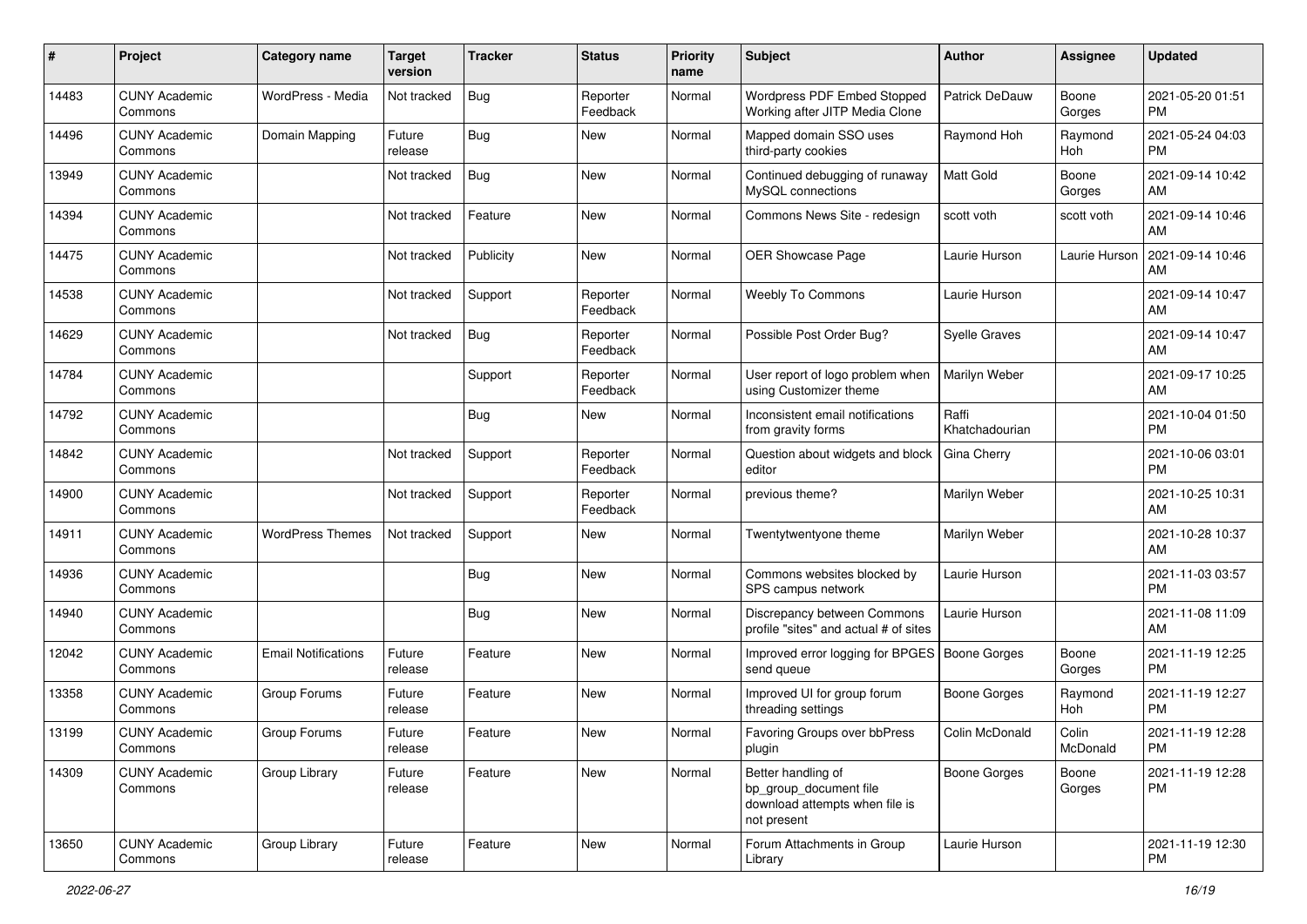| # | Project | Category name | Target version | Tracker | Status | Priority name | Subject | Author | Assignee | Updated |
|---|---|---|---|---|---|---|---|---|---|---|
| 14483 | CUNY Academic Commons | WordPress - Media | Not tracked | Bug | Reporter Feedback | Normal | Wordpress PDF Embed Stopped Working after JITP Media Clone | Patrick DeDauw | Boone Gorges | 2021-05-20 01:51 PM |
| 14496 | CUNY Academic Commons | Domain Mapping | Future release | Bug | New | Normal | Mapped domain SSO uses third-party cookies | Raymond Hoh | Raymond Hoh | 2021-05-24 04:03 PM |
| 13949 | CUNY Academic Commons | | Not tracked | Bug | New | Normal | Continued debugging of runaway MySQL connections | Matt Gold | Boone Gorges | 2021-09-14 10:42 AM |
| 14394 | CUNY Academic Commons | | Not tracked | Feature | New | Normal | Commons News Site - redesign | scott voth | scott voth | 2021-09-14 10:46 AM |
| 14475 | CUNY Academic Commons | | Not tracked | Publicity | New | Normal | OER Showcase Page | Laurie Hurson | Laurie Hurson | 2021-09-14 10:46 AM |
| 14538 | CUNY Academic Commons | | Not tracked | Support | Reporter Feedback | Normal | Weebly To Commons | Laurie Hurson | | 2021-09-14 10:47 AM |
| 14629 | CUNY Academic Commons | | Not tracked | Bug | Reporter Feedback | Normal | Possible Post Order Bug? | Syelle Graves | | 2021-09-14 10:47 AM |
| 14784 | CUNY Academic Commons | | | Support | Reporter Feedback | Normal | User report of logo problem when using Customizer theme | Marilyn Weber | | 2021-09-17 10:25 AM |
| 14792 | CUNY Academic Commons | | | Bug | New | Normal | Inconsistent email notifications from gravity forms | Raffi Khatchadourian | | 2021-10-04 01:50 PM |
| 14842 | CUNY Academic Commons | | Not tracked | Support | Reporter Feedback | Normal | Question about widgets and block editor | Gina Cherry | | 2021-10-06 03:01 PM |
| 14900 | CUNY Academic Commons | | Not tracked | Support | Reporter Feedback | Normal | previous theme? | Marilyn Weber | | 2021-10-25 10:31 AM |
| 14911 | CUNY Academic Commons | WordPress Themes | Not tracked | Support | New | Normal | Twentytwentyone theme | Marilyn Weber | | 2021-10-28 10:37 AM |
| 14936 | CUNY Academic Commons | | | Bug | New | Normal | Commons websites blocked by SPS campus network | Laurie Hurson | | 2021-11-03 03:57 PM |
| 14940 | CUNY Academic Commons | | | Bug | New | Normal | Discrepancy between Commons profile "sites" and actual # of sites | Laurie Hurson | | 2021-11-08 11:09 AM |
| 12042 | CUNY Academic Commons | Email Notifications | Future release | Feature | New | Normal | Improved error logging for BPGES send queue | Boone Gorges | Boone Gorges | 2021-11-19 12:25 PM |
| 13358 | CUNY Academic Commons | Group Forums | Future release | Feature | New | Normal | Improved UI for group forum threading settings | Boone Gorges | Raymond Hoh | 2021-11-19 12:27 PM |
| 13199 | CUNY Academic Commons | Group Forums | Future release | Feature | New | Normal | Favoring Groups over bbPress plugin | Colin McDonald | Colin McDonald | 2021-11-19 12:28 PM |
| 14309 | CUNY Academic Commons | Group Library | Future release | Feature | New | Normal | Better handling of bp_group_document file download attempts when file is not present | Boone Gorges | Boone Gorges | 2021-11-19 12:28 PM |
| 13650 | CUNY Academic Commons | Group Library | Future release | Feature | New | Normal | Forum Attachments in Group Library | Laurie Hurson | | 2021-11-19 12:30 PM |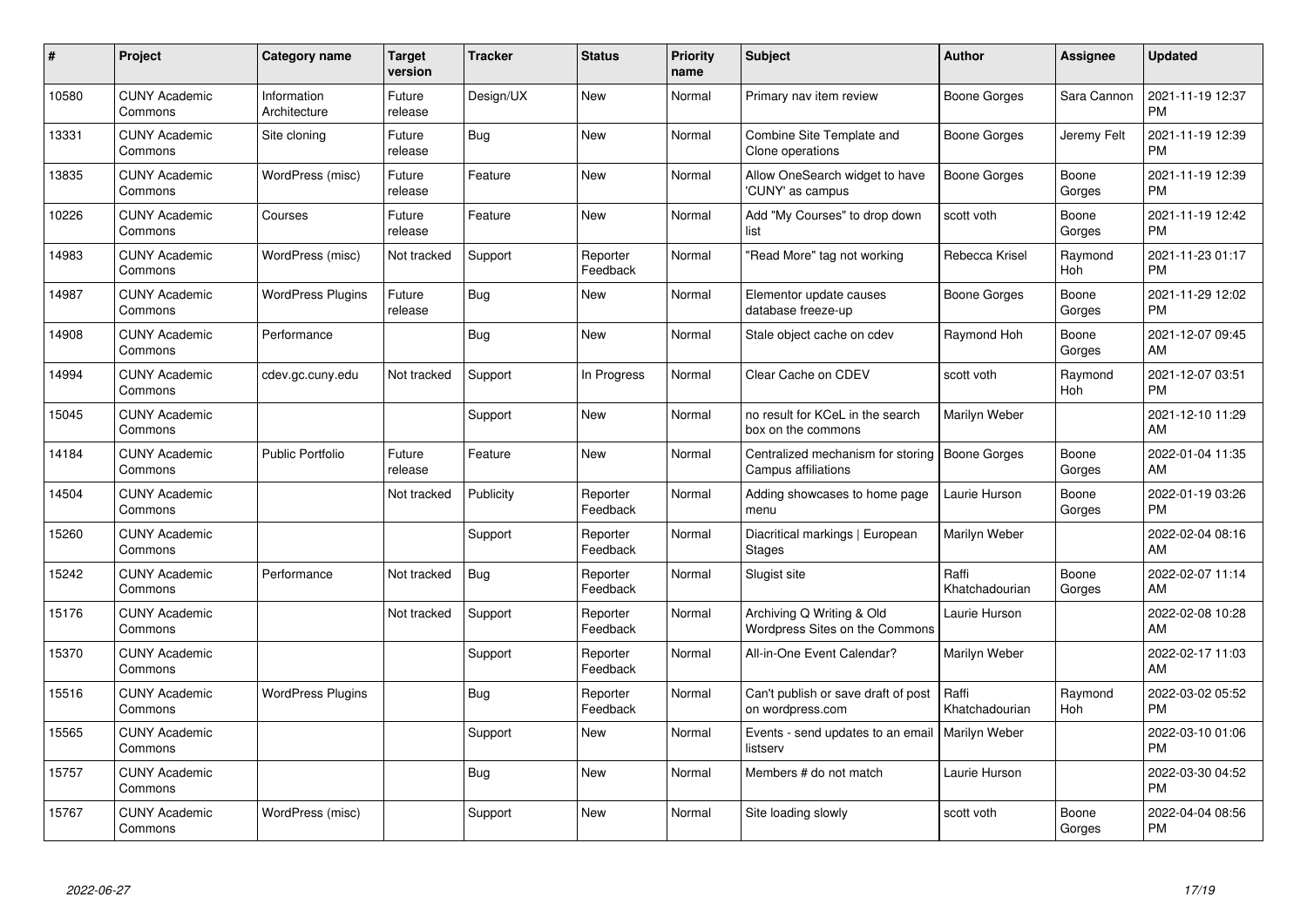| # | Project | Category name | Target version | Tracker | Status | Priority name | Subject | Author | Assignee | Updated |
|---|---|---|---|---|---|---|---|---|---|---|
| 10580 | CUNY Academic Commons | Information Architecture | Future release | Design/UX | New | Normal | Primary nav item review | Boone Gorges | Sara Cannon | 2021-11-19 12:37 PM |
| 13331 | CUNY Academic Commons | Site cloning | Future release | Bug | New | Normal | Combine Site Template and Clone operations | Boone Gorges | Jeremy Felt | 2021-11-19 12:39 PM |
| 13835 | CUNY Academic Commons | WordPress (misc) | Future release | Feature | New | Normal | Allow OneSearch widget to have 'CUNY' as campus | Boone Gorges | Boone Gorges | 2021-11-19 12:39 PM |
| 10226 | CUNY Academic Commons | Courses | Future release | Feature | New | Normal | Add "My Courses" to drop down list | scott voth | Boone Gorges | 2021-11-19 12:42 PM |
| 14983 | CUNY Academic Commons | WordPress (misc) | Not tracked | Support | Reporter Feedback | Normal | "Read More" tag not working | Rebecca Krisel | Raymond Hoh | 2021-11-23 01:17 PM |
| 14987 | CUNY Academic Commons | WordPress Plugins | Future release | Bug | New | Normal | Elementor update causes database freeze-up | Boone Gorges | Boone Gorges | 2021-11-29 12:02 PM |
| 14908 | CUNY Academic Commons | Performance | | Bug | New | Normal | Stale object cache on cdev | Raymond Hoh | Boone Gorges | 2021-12-07 09:45 AM |
| 14994 | CUNY Academic Commons | cdev.gc.cuny.edu | Not tracked | Support | In Progress | Normal | Clear Cache on CDEV | scott voth | Raymond Hoh | 2021-12-07 03:51 PM |
| 15045 | CUNY Academic Commons | | | Support | New | Normal | no result for KCeL in the search box on the commons | Marilyn Weber | | 2021-12-10 11:29 AM |
| 14184 | CUNY Academic Commons | Public Portfolio | Future release | Feature | New | Normal | Centralized mechanism for storing Campus affiliations | Boone Gorges | Boone Gorges | 2022-01-04 11:35 AM |
| 14504 | CUNY Academic Commons | | Not tracked | Publicity | Reporter Feedback | Normal | Adding showcases to home page menu | Laurie Hurson | Boone Gorges | 2022-01-19 03:26 PM |
| 15260 | CUNY Academic Commons | | | Support | Reporter Feedback | Normal | Diacritical markings \| European Stages | Marilyn Weber | | 2022-02-04 08:16 AM |
| 15242 | CUNY Academic Commons | Performance | Not tracked | Bug | Reporter Feedback | Normal | Slugist site | Raffi Khatchadourian | Boone Gorges | 2022-02-07 11:14 AM |
| 15176 | CUNY Academic Commons | | Not tracked | Support | Reporter Feedback | Normal | Archiving Q Writing & Old Wordpress Sites on the Commons | Laurie Hurson | | 2022-02-08 10:28 AM |
| 15370 | CUNY Academic Commons | | | Support | Reporter Feedback | Normal | All-in-One Event Calendar? | Marilyn Weber | | 2022-02-17 11:03 AM |
| 15516 | CUNY Academic Commons | WordPress Plugins | | Bug | Reporter Feedback | Normal | Can't publish or save draft of post on wordpress.com | Raffi Khatchadourian | Raymond Hoh | 2022-03-02 05:52 PM |
| 15565 | CUNY Academic Commons | | | Support | New | Normal | Events - send updates to an email listserv | Marilyn Weber | | 2022-03-10 01:06 PM |
| 15757 | CUNY Academic Commons | | | Bug | New | Normal | Members # do not match | Laurie Hurson | | 2022-03-30 04:52 PM |
| 15767 | CUNY Academic Commons | WordPress (misc) | | Support | New | Normal | Site loading slowly | scott voth | Boone Gorges | 2022-04-04 08:56 PM |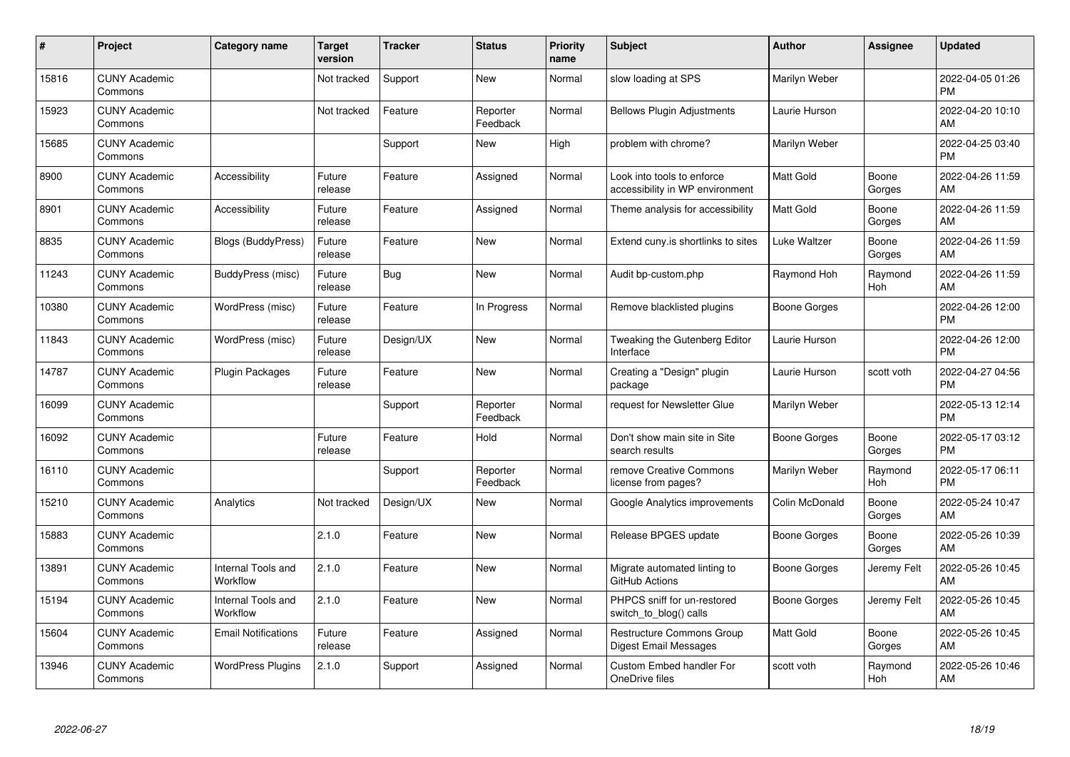| # | Project | Category name | Target version | Tracker | Status | Priority name | Subject | Author | Assignee | Updated |
|---|---|---|---|---|---|---|---|---|---|---|
| 15816 | CUNY Academic Commons | | Not tracked | Support | New | Normal | slow loading at SPS | Marilyn Weber | | 2022-04-05 01:26 PM |
| 15923 | CUNY Academic Commons | | Not tracked | Feature | Reporter Feedback | Normal | Bellows Plugin Adjustments | Laurie Hurson | | 2022-04-20 10:10 AM |
| 15685 | CUNY Academic Commons | | | Support | New | High | problem with chrome? | Marilyn Weber | | 2022-04-25 03:40 PM |
| 8900 | CUNY Academic Commons | Accessibility | Future release | Feature | Assigned | Normal | Look into tools to enforce accessibility in WP environment | Matt Gold | Boone Gorges | 2022-04-26 11:59 AM |
| 8901 | CUNY Academic Commons | Accessibility | Future release | Feature | Assigned | Normal | Theme analysis for accessibility | Matt Gold | Boone Gorges | 2022-04-26 11:59 AM |
| 8835 | CUNY Academic Commons | Blogs (BuddyPress) | Future release | Feature | New | Normal | Extend cuny.is shortlinks to sites | Luke Waltzer | Boone Gorges | 2022-04-26 11:59 AM |
| 11243 | CUNY Academic Commons | BuddyPress (misc) | Future release | Bug | New | Normal | Audit bp-custom.php | Raymond Hoh | Raymond Hoh | 2022-04-26 11:59 AM |
| 10380 | CUNY Academic Commons | WordPress (misc) | Future release | Feature | In Progress | Normal | Remove blacklisted plugins | Boone Gorges | | 2022-04-26 12:00 PM |
| 11843 | CUNY Academic Commons | WordPress (misc) | Future release | Design/UX | New | Normal | Tweaking the Gutenberg Editor Interface | Laurie Hurson | | 2022-04-26 12:00 PM |
| 14787 | CUNY Academic Commons | Plugin Packages | Future release | Feature | New | Normal | Creating a "Design" plugin package | Laurie Hurson | scott voth | 2022-04-27 04:56 PM |
| 16099 | CUNY Academic Commons | | | Support | Reporter Feedback | Normal | request for Newsletter Glue | Marilyn Weber | | 2022-05-13 12:14 PM |
| 16092 | CUNY Academic Commons | | Future release | Feature | Hold | Normal | Don't show main site in Site search results | Boone Gorges | Boone Gorges | 2022-05-17 03:12 PM |
| 16110 | CUNY Academic Commons | | | Support | Reporter Feedback | Normal | remove Creative Commons license from pages? | Marilyn Weber | Raymond Hoh | 2022-05-17 06:11 PM |
| 15210 | CUNY Academic Commons | Analytics | Not tracked | Design/UX | New | Normal | Google Analytics improvements | Colin McDonald | Boone Gorges | 2022-05-24 10:47 AM |
| 15883 | CUNY Academic Commons | | 2.1.0 | Feature | New | Normal | Release BPGES update | Boone Gorges | Boone Gorges | 2022-05-26 10:39 AM |
| 13891 | CUNY Academic Commons | Internal Tools and Workflow | 2.1.0 | Feature | New | Normal | Migrate automated linting to GitHub Actions | Boone Gorges | Jeremy Felt | 2022-05-26 10:45 AM |
| 15194 | CUNY Academic Commons | Internal Tools and Workflow | 2.1.0 | Feature | New | Normal | PHPCS sniff for un-restored switch_to_blog() calls | Boone Gorges | Jeremy Felt | 2022-05-26 10:45 AM |
| 15604 | CUNY Academic Commons | Email Notifications | Future release | Feature | Assigned | Normal | Restructure Commons Group Digest Email Messages | Matt Gold | Boone Gorges | 2022-05-26 10:45 AM |
| 13946 | CUNY Academic Commons | WordPress Plugins | 2.1.0 | Support | Assigned | Normal | Custom Embed handler For OneDrive files | scott voth | Raymond Hoh | 2022-05-26 10:46 AM |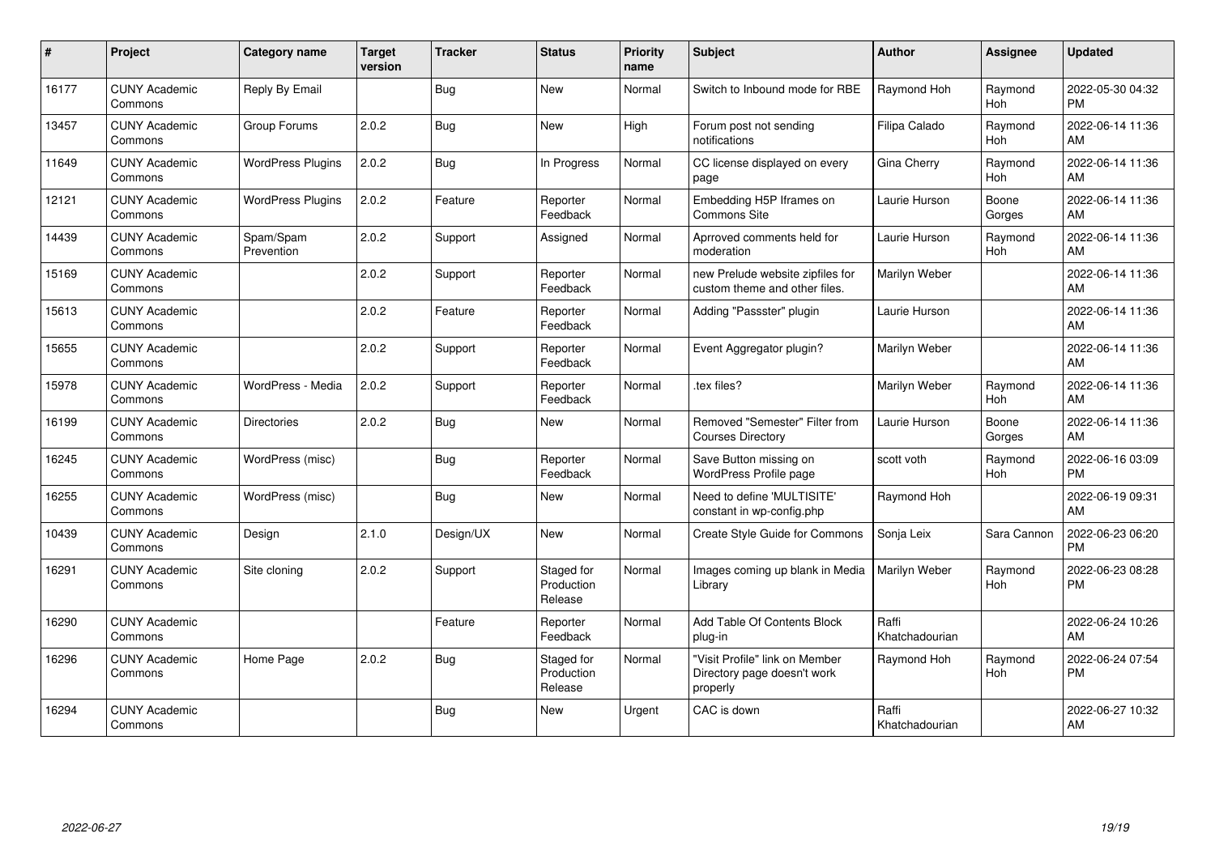| # | Project | Category name | Target version | Tracker | Status | Priority name | Subject | Author | Assignee | Updated |
|---|---|---|---|---|---|---|---|---|---|---|
| 16177 | CUNY Academic Commons | Reply By Email | | Bug | New | Normal | Switch to Inbound mode for RBE | Raymond Hoh | Raymond Hoh | 2022-05-30 04:32 PM |
| 13457 | CUNY Academic Commons | Group Forums | 2.0.2 | Bug | New | High | Forum post not sending notifications | Filipa Calado | Raymond Hoh | 2022-06-14 11:36 AM |
| 11649 | CUNY Academic Commons | WordPress Plugins | 2.0.2 | Bug | In Progress | Normal | CC license displayed on every page | Gina Cherry | Raymond Hoh | 2022-06-14 11:36 AM |
| 12121 | CUNY Academic Commons | WordPress Plugins | 2.0.2 | Feature | Reporter Feedback | Normal | Embedding H5P Iframes on Commons Site | Laurie Hurson | Boone Gorges | 2022-06-14 11:36 AM |
| 14439 | CUNY Academic Commons | Spam/Spam Prevention | 2.0.2 | Support | Assigned | Normal | Aprroved comments held for moderation | Laurie Hurson | Raymond Hoh | 2022-06-14 11:36 AM |
| 15169 | CUNY Academic Commons | | 2.0.2 | Support | Reporter Feedback | Normal | new Prelude website zipfiles for custom theme and other files. | Marilyn Weber | | 2022-06-14 11:36 AM |
| 15613 | CUNY Academic Commons | | 2.0.2 | Feature | Reporter Feedback | Normal | Adding "Passster" plugin | Laurie Hurson | | 2022-06-14 11:36 AM |
| 15655 | CUNY Academic Commons | | 2.0.2 | Support | Reporter Feedback | Normal | Event Aggregator plugin? | Marilyn Weber | | 2022-06-14 11:36 AM |
| 15978 | CUNY Academic Commons | WordPress - Media | 2.0.2 | Support | Reporter Feedback | Normal | .tex files? | Marilyn Weber | Raymond Hoh | 2022-06-14 11:36 AM |
| 16199 | CUNY Academic Commons | Directories | 2.0.2 | Bug | New | Normal | Removed "Semester" Filter from Courses Directory | Laurie Hurson | Boone Gorges | 2022-06-14 11:36 AM |
| 16245 | CUNY Academic Commons | WordPress (misc) | | Bug | Reporter Feedback | Normal | Save Button missing on WordPress Profile page | scott voth | Raymond Hoh | 2022-06-16 03:09 PM |
| 16255 | CUNY Academic Commons | WordPress (misc) | | Bug | New | Normal | Need to define 'MULTISITE' constant in wp-config.php | Raymond Hoh | | 2022-06-19 09:31 AM |
| 10439 | CUNY Academic Commons | Design | 2.1.0 | Design/UX | New | Normal | Create Style Guide for Commons | Sonja Leix | Sara Cannon | 2022-06-23 06:20 PM |
| 16291 | CUNY Academic Commons | Site cloning | 2.0.2 | Support | Staged for Production Release | Normal | Images coming up blank in Media Library | Marilyn Weber | Raymond Hoh | 2022-06-23 08:28 PM |
| 16290 | CUNY Academic Commons | | | Feature | Reporter Feedback | Normal | Add Table Of Contents Block plug-in | Raffi Khatchadourian | | 2022-06-24 10:26 AM |
| 16296 | CUNY Academic Commons | Home Page | 2.0.2 | Bug | Staged for Production Release | Normal | "Visit Profile" link on Member Directory page doesn't work properly | Raymond Hoh | Raymond Hoh | 2022-06-24 07:54 PM |
| 16294 | CUNY Academic Commons | | | Bug | New | Urgent | CAC is down | Raffi Khatchadourian | | 2022-06-27 10:32 AM |